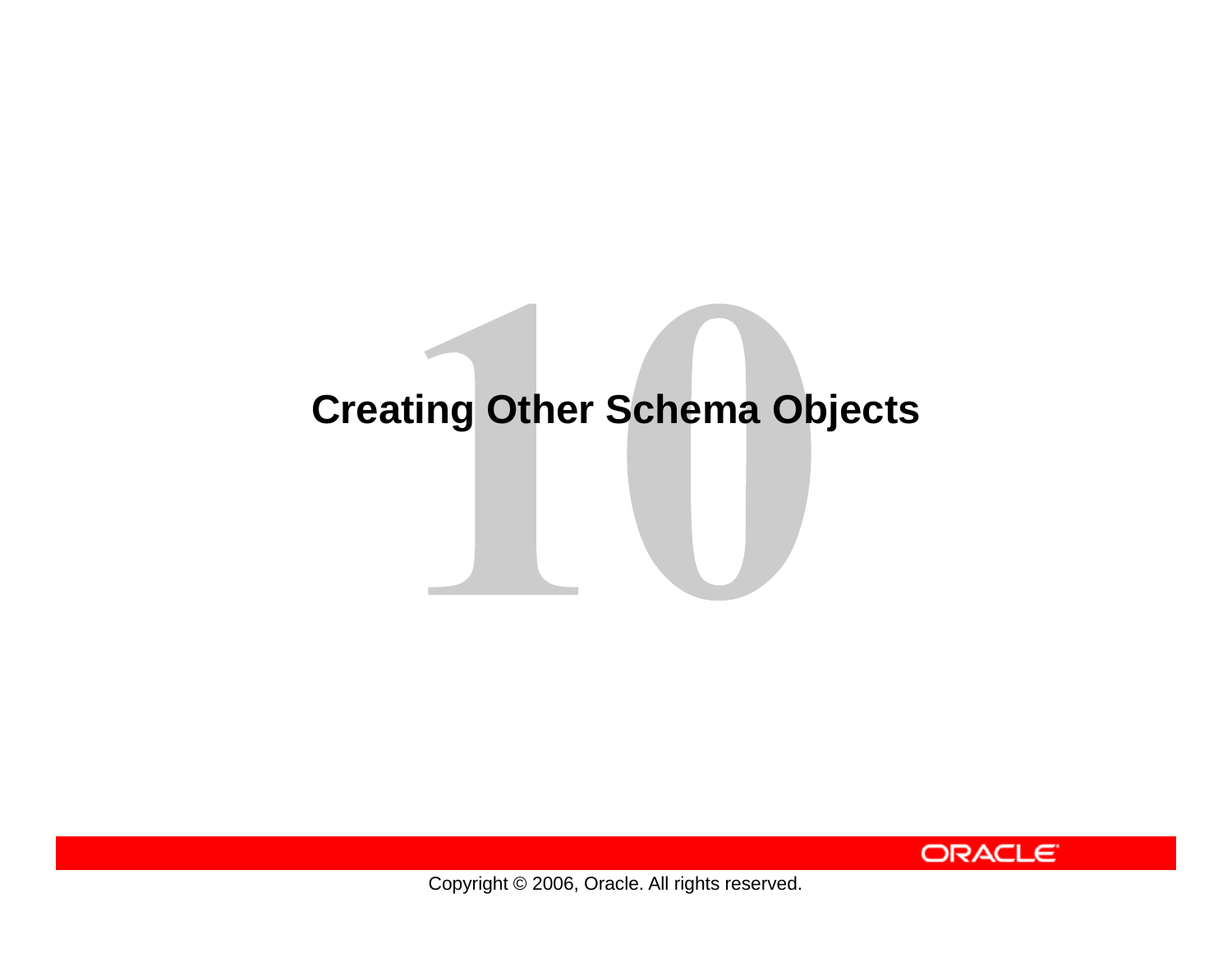# 10

# Creating Other Schema Objects

Copyright © 2006, Oracle. All rights reserved.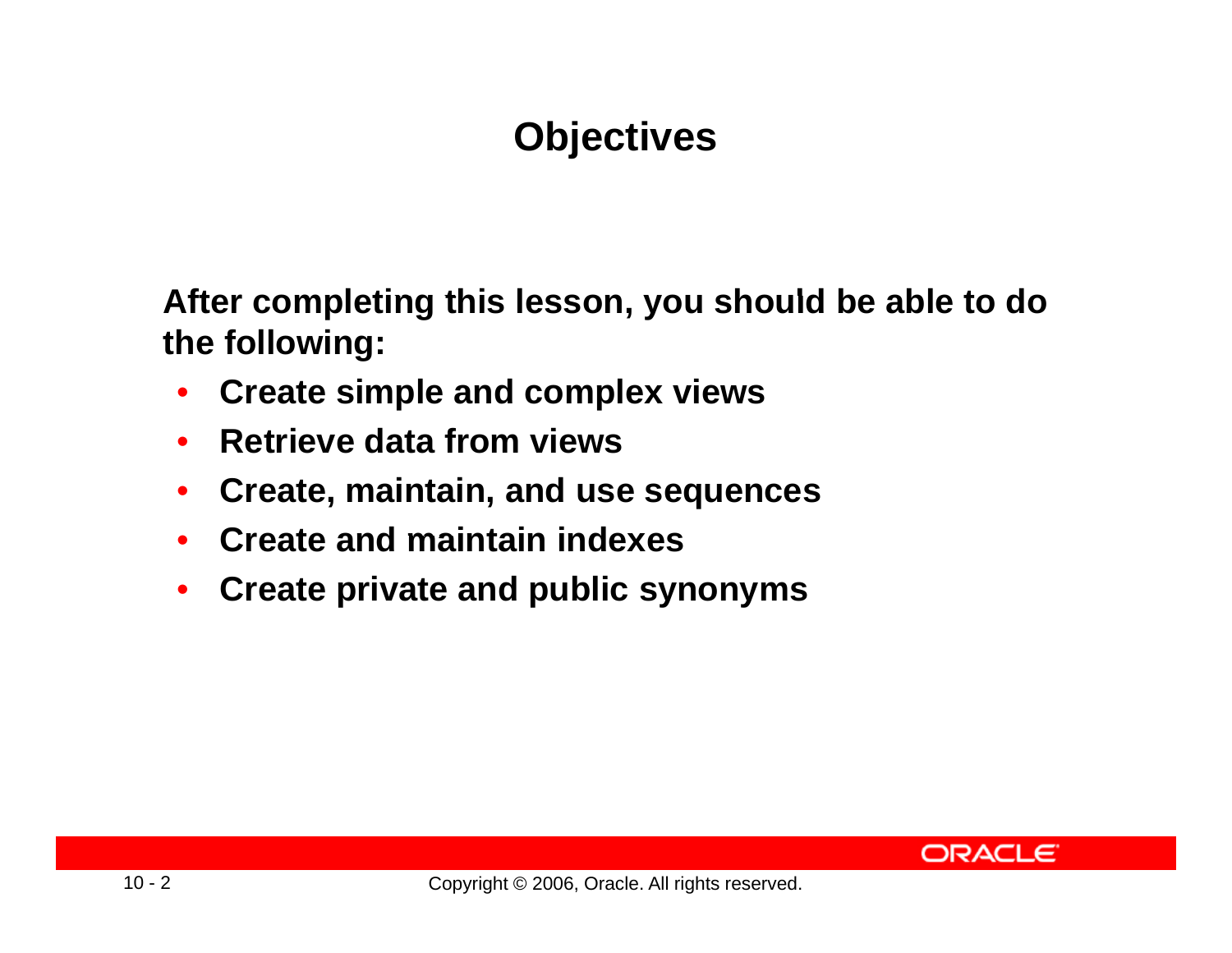# Objectives

**After completing this lesson, you should be able to do the following:**

- **Create simple and complex views**
- **Retrieve data from views**
- **Create, maintain, and use sequences**
- **Create and maintain indexes**
- **Create private and public synonyms**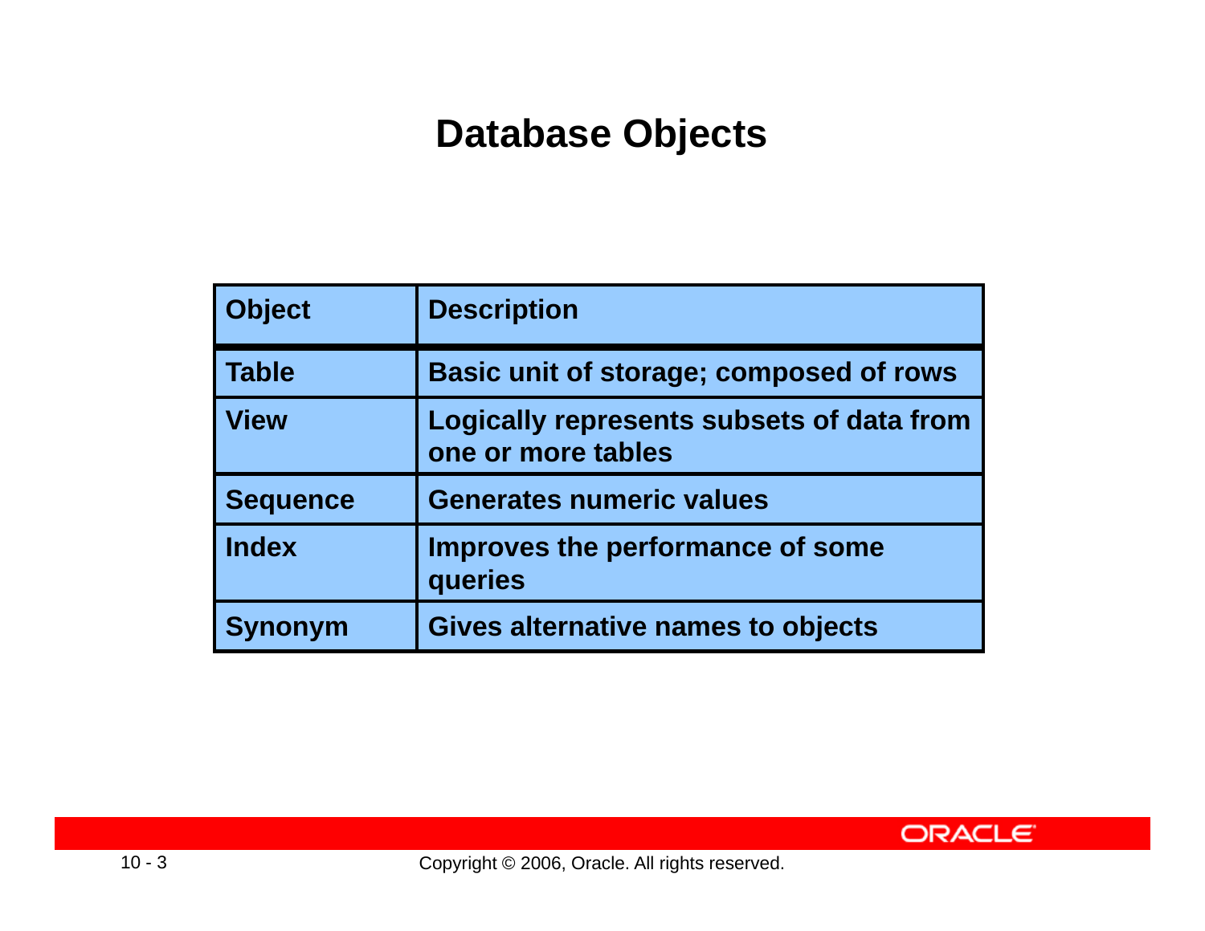# Database Objects

| Object | Description |
|---|---|
| Table | Basic unit of storage; composed of rows |
| View | Logically represents subsets of data from one or more tables |
| Sequence | Generates numeric values |
| Index | Improves the performance of some queries |
| Synonym | Gives alternative names to objects |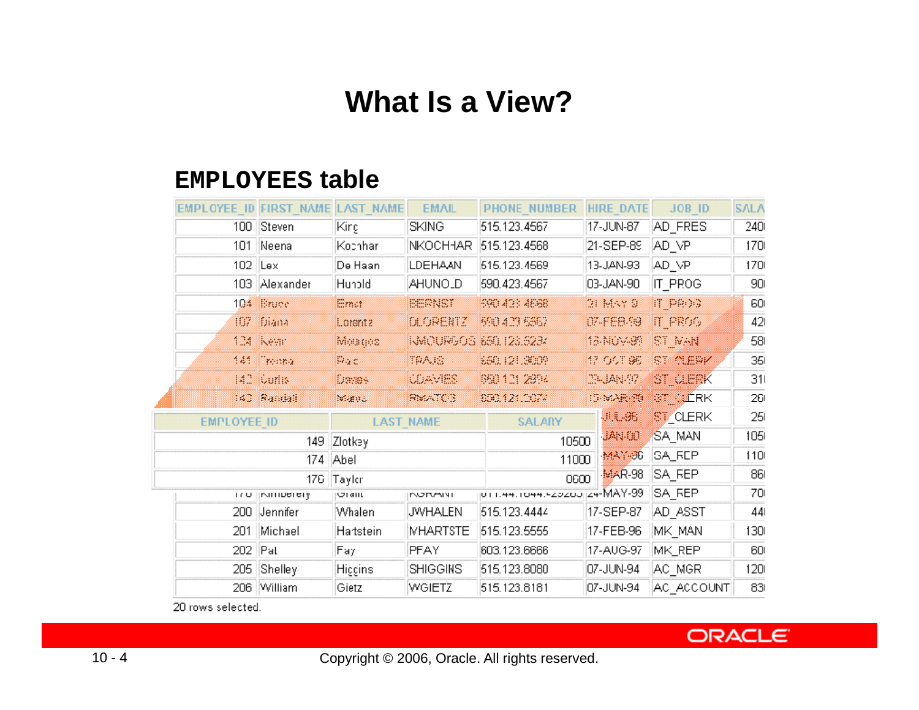# What Is a View?

## EMPLOYEES table

| EMPLOYEE_ID | FIRST_NAME | LAST_NAME | EMAIL | PHONE_NUMBER | HIRE_DATE | JOB_ID | SALA |
|---|---|---|---|---|---|---|---|
| 100 | Steven | King | SKING | 515.123.4567 | 17-JUN-87 | AD_PRES | 240 |
| 101 | Neena | Kochhar | NKOCHHAR | 515.123.4568 | 21-SEP-89 | AD_VP | 170 |
| 102 | Lex | De Haan | LDEHAAN | 515.123.4569 | 13-JAN-93 | AD_VP | 170 |
| 103 | Alexander | Hunold | AHUNOLD | 590.423.4567 | 03-JAN-90 | IT_PROG | 90 |
| 104 | Bruce | Ernst | BERNST | 590.423.4568 | 21-MAY-91 | IT_PROG | 60 |
| 107 | Diana | Lorentz | DLORENTZ | 590.423.5567 | 07-FEB-99 | IT_PROG | 42 |
| 124 | Kevin | Mourgos | KMOURGOS | 650.123.5234 | 16-NOV-99 | ST_MAN | 58 |
| 141 | Trenna | Rajs | TRAJS | 650.121.8009 | 17-OCT-95 | ST_CLERK | 35 |
| 142 | Curtis | Davies | CDAVIES | 650.121.2994 | 29-JAN-97 | ST_CLERK | 31 |
| 143 | Randall | Matos | RMATOS | 650.121.2874 | 15-MAR-98 | ST_CLERK | 26 |
| | | | | | JUL-98 | ST_CLERK | 25 |
| | | | | | JAN-00 | SA_MAN | 105 |
| | | | | | MAY-96 | SA_REP | 110 |
| | | | | | MAR-98 | SA_REP | 86 |
| 178 | Kimberely | Grant | KGRANT | 011.44.1644.429263 | 24-MAY-99 | SA_REP | 70 |
| 200 | Jennifer | Whalen | JWHALEN | 515.123.4444 | 17-SEP-87 | AD_ASST | 44 |
| 201 | Michael | Hartstein | MHARTSTE | 515.123.5555 | 17-FEB-96 | MK_MAN | 130 |
| 202 | Pat | Fay | PFAY | 603.123.6666 | 17-AUG-97 | MK_REP | 60 |
| 205 | Shelley | Higgins | SHIGGINS | 515.123.8080 | 07-JUN-94 | AC_MGR | 120 |
| 206 | William | Gietz | WGIETZ | 515.123.8181 | 07-JUN-94 | AC_ACCOUNT | 83 |

20 rows selected.

| EMPLOYEE_ID | LAST_NAME | SALARY |
|---|---|---|
| 149 | Zlotkey | 10500 |
| 174 | Abel | 11000 |
| 176 | Taylor | 8600 |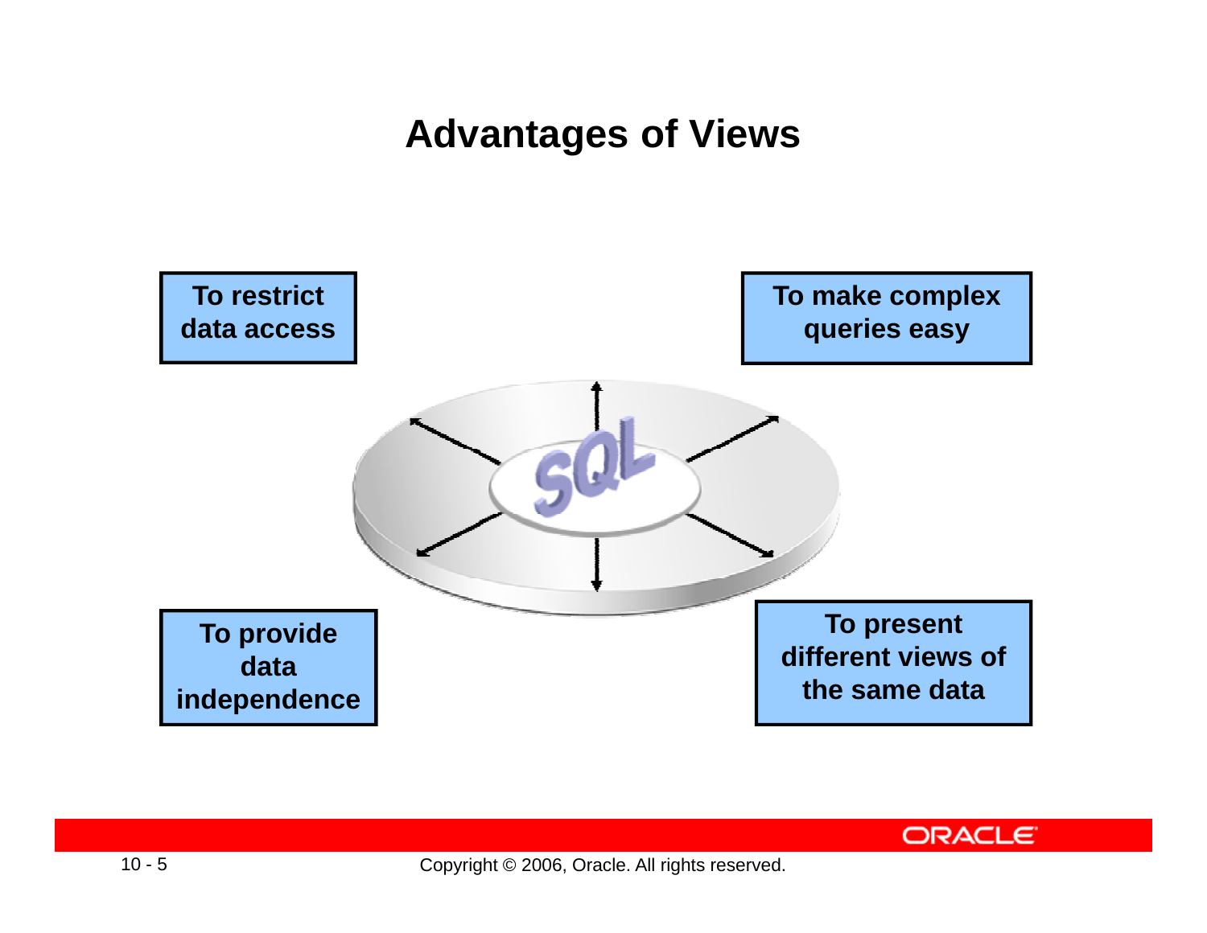# Advantages of Views

- To restrict data access
- To make complex queries easy
- To provide data independence
- To present different views of the same data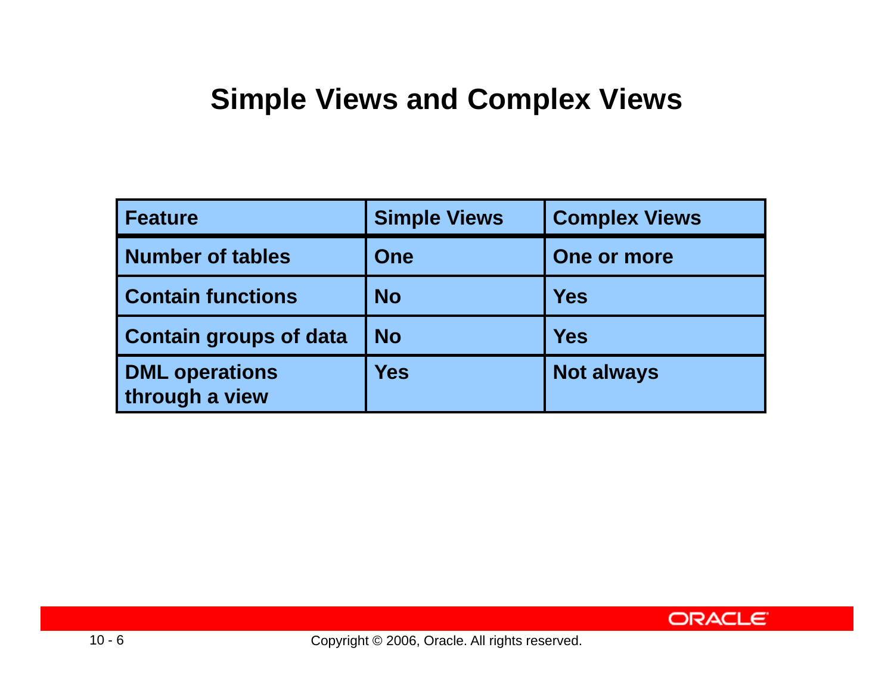# Simple Views and Complex Views

| Feature | Simple Views | Complex Views |
| --- | --- | --- |
| Number of tables | One | One or more |
| Contain functions | No | Yes |
| Contain groups of data | No | Yes |
| DML operations through a view | Yes | Not always |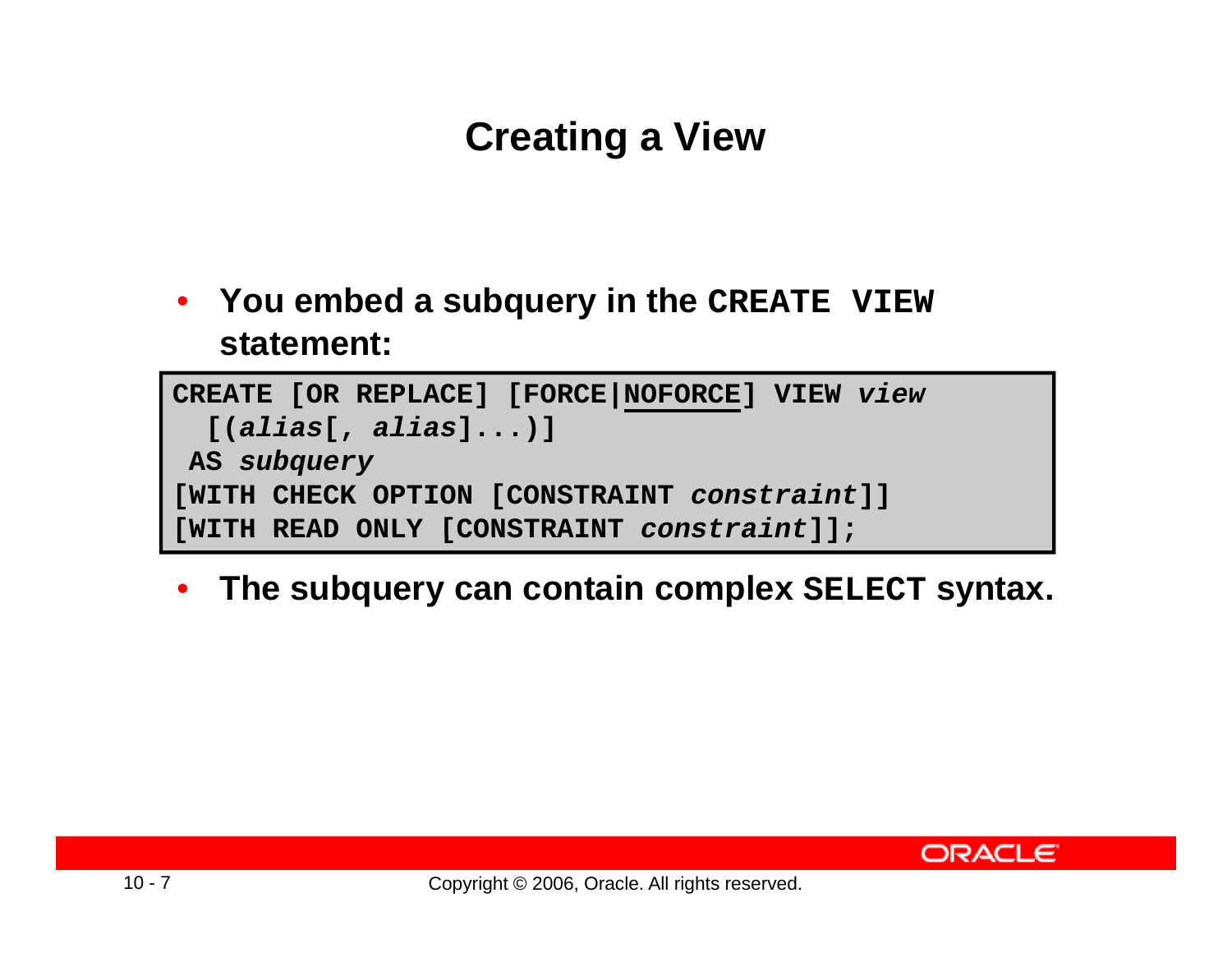# Creating a View

- You embed a subquery in the `CREATE VIEW` statement:

```
CREATE [OR REPLACE] [FORCE|NOFORCE] VIEW view
  [(alias[, alias]...)]
 AS subquery
[WITH CHECK OPTION [CONSTRAINT constraint]]
[WITH READ ONLY [CONSTRAINT constraint]];
```

- The subquery can contain complex `SELECT` syntax.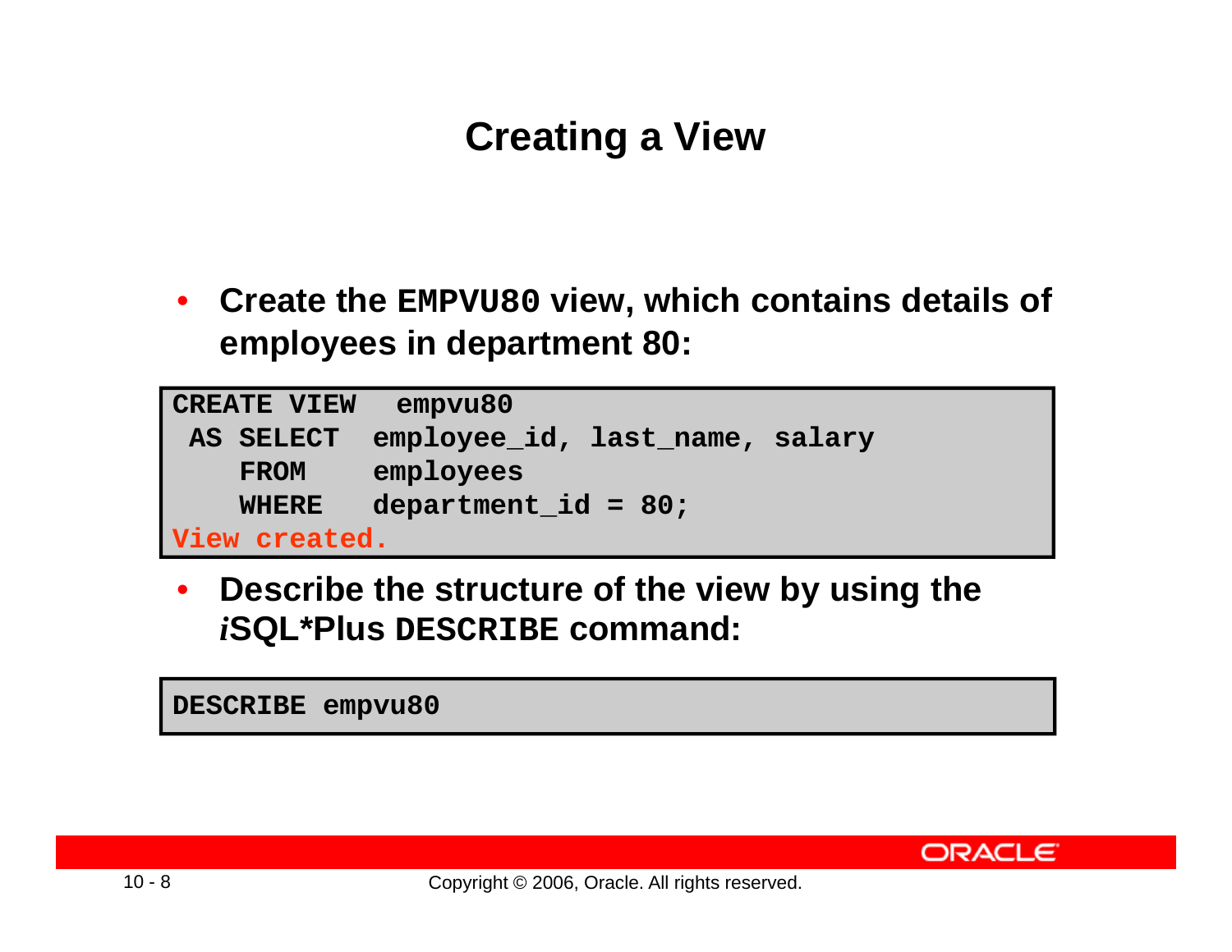# Creating a View

- Create the `EMPVU80` view, which contains details of employees in department 80:

```
CREATE VIEW  empvu80
 AS SELECT  employee_id, last_name, salary
    FROM    employees
    WHERE   department_id = 80;
View created.
```

- Describe the structure of the view by using the *i*SQL*Plus `DESCRIBE` command:

```
DESCRIBE empvu80
```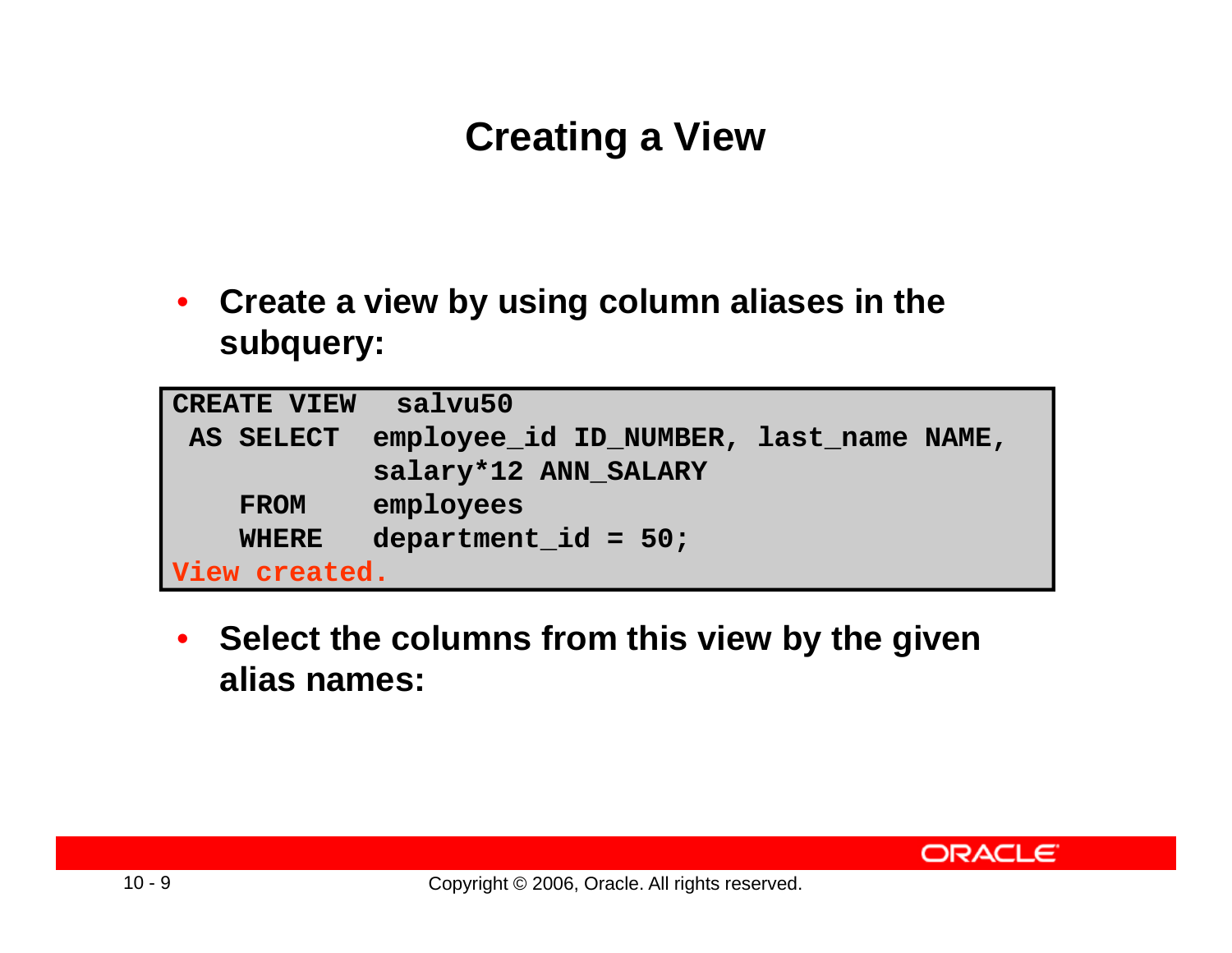# Creating a View

- **Create a view by using column aliases in the subquery:**

```
CREATE VIEW  salvu50
 AS SELECT  employee_id ID_NUMBER, last_name NAME,
            salary*12 ANN_SALARY
    FROM    employees
    WHERE   department_id = 50;
View created.
```

- **Select the columns from this view by the given alias names:**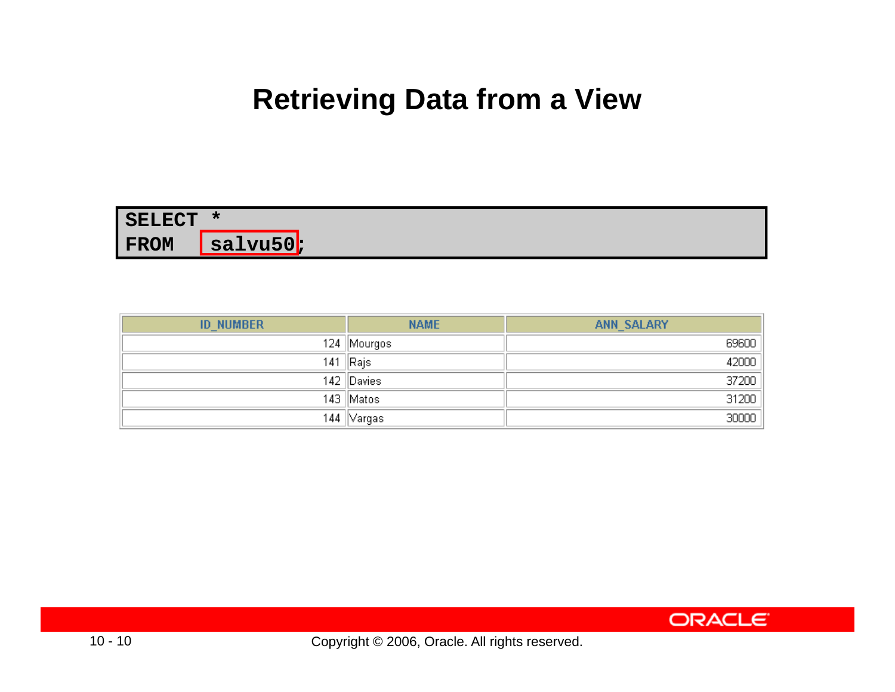# Retrieving Data from a View

```sql
SELECT *
FROM   salvu50;
```

| ID_NUMBER | NAME | ANN_SALARY |
|---:|---|---:|
| 124 | Mourgos | 69600 |
| 141 | Rajs | 42000 |
| 142 | Davies | 37200 |
| 143 | Matos | 31200 |
| 144 | Vargas | 30000 |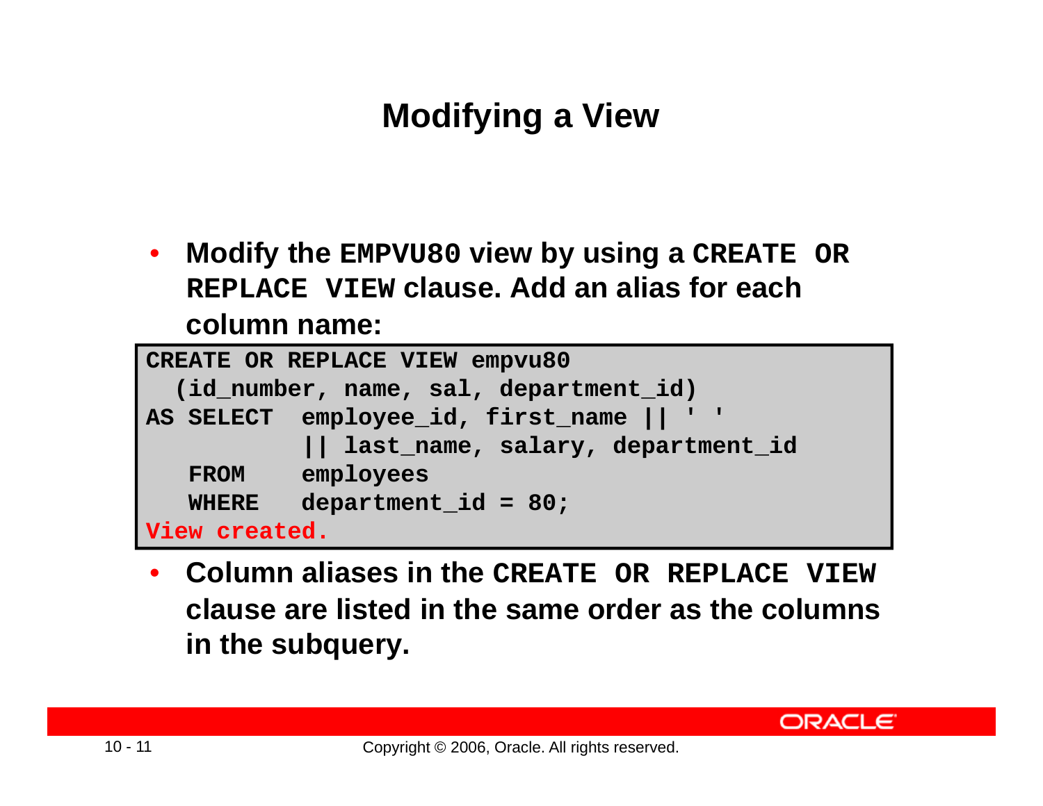# Modifying a View

- **Modify the `EMPVU80` view by using a `CREATE OR REPLACE VIEW` clause. Add an alias for each column name:**

```
CREATE OR REPLACE VIEW empvu80
  (id_number, name, sal, department_id)
AS SELECT  employee_id, first_name || ' '
           || last_name, salary, department_id
   FROM    employees
   WHERE   department_id = 80;
View created.
```

- **Column aliases in the `CREATE OR REPLACE VIEW` clause are listed in the same order as the columns in the subquery.**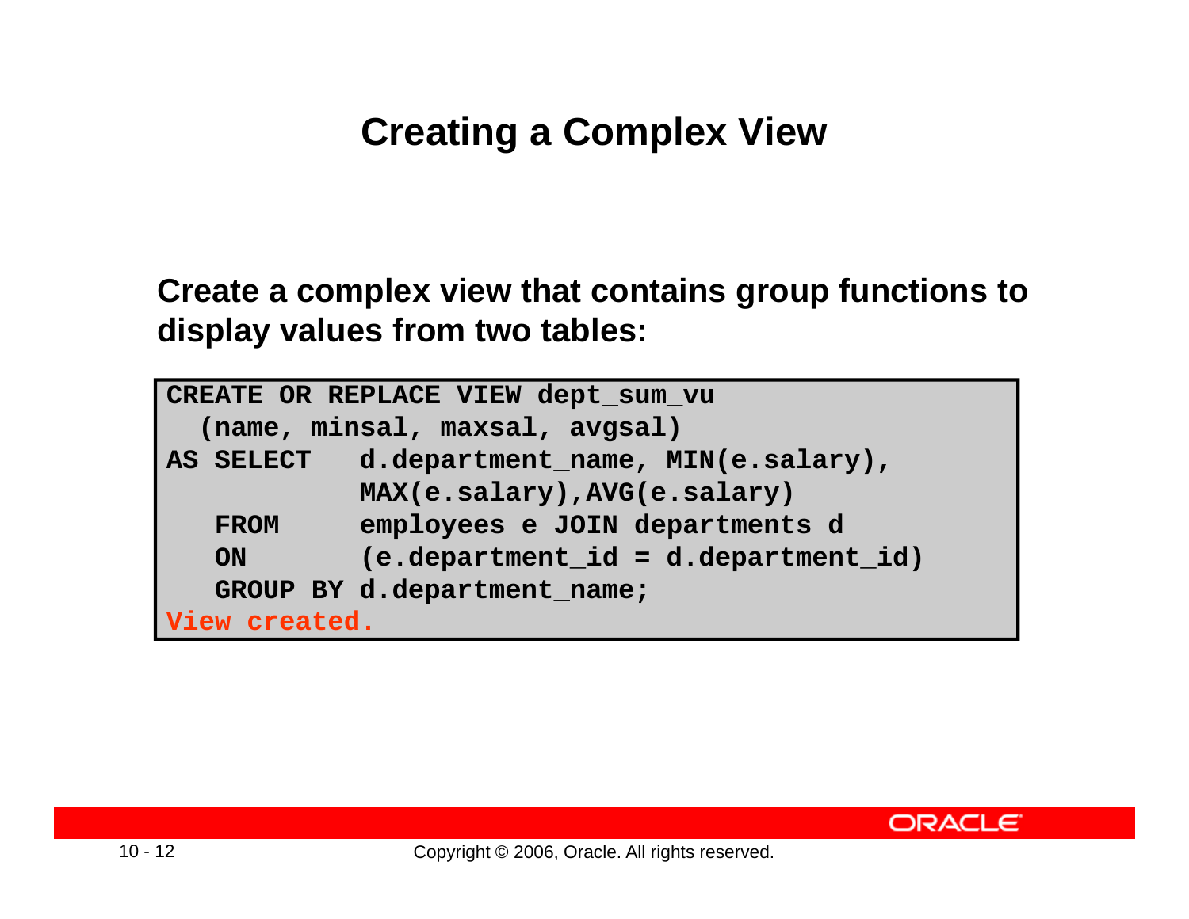# Creating a Complex View

**Create a complex view that contains group functions to display values from two tables:**

```
CREATE OR REPLACE VIEW dept_sum_vu
  (name, minsal, maxsal, avgsal)
AS SELECT   d.department_name, MIN(e.salary),
            MAX(e.salary),AVG(e.salary)
   FROM     employees e JOIN departments d
   ON       (e.department_id = d.department_id)
   GROUP BY d.department_name;
View created.
```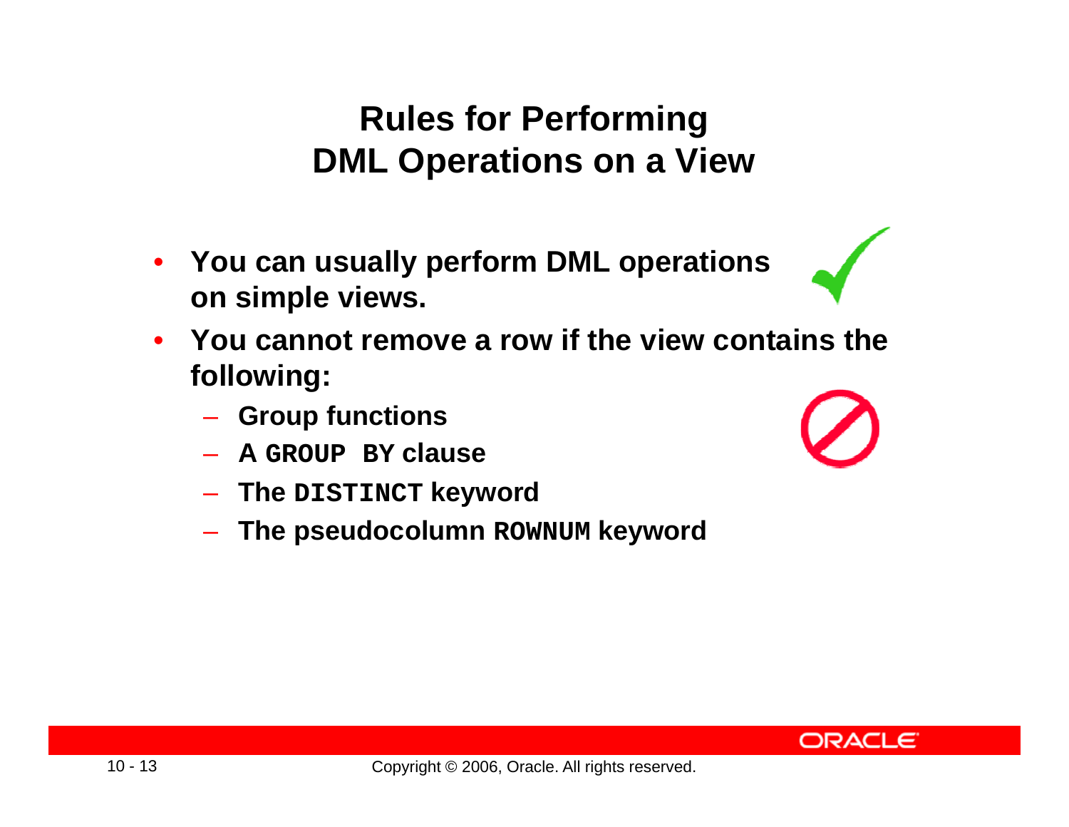# Rules for Performing DML Operations on a View

- **You can usually perform DML operations on simple views.**
- **You cannot remove a row if the view contains the following:**
  - **Group functions**
  - **A `GROUP BY` clause**
  - **The `DISTINCT` keyword**
  - **The pseudocolumn `ROWNUM` keyword**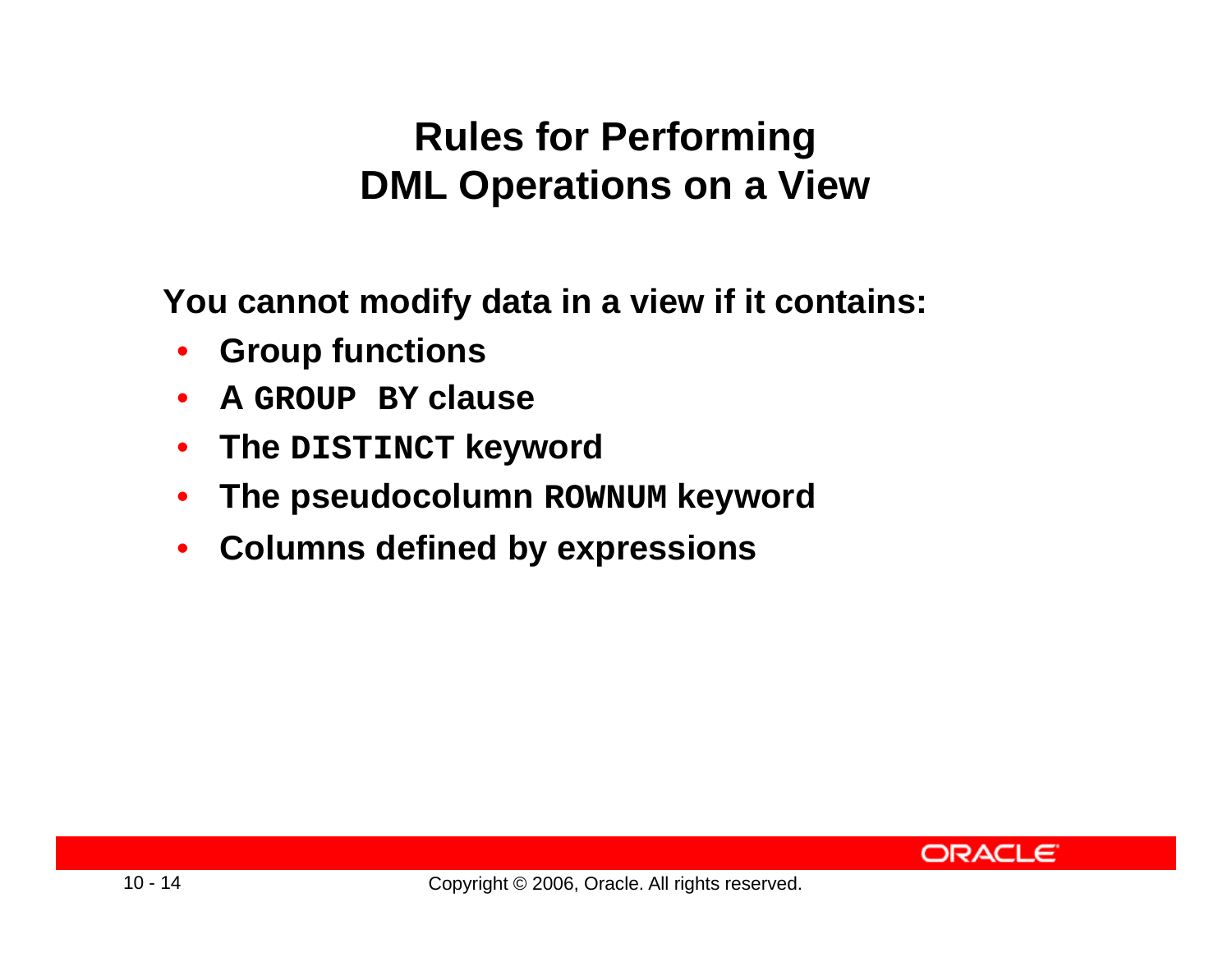# Rules for Performing DML Operations on a View

**You cannot modify data in a view if it contains:**

- **Group functions**
- **A `GROUP BY` clause**
- **The `DISTINCT` keyword**
- **The pseudocolumn `ROWNUM` keyword**
- **Columns defined by expressions**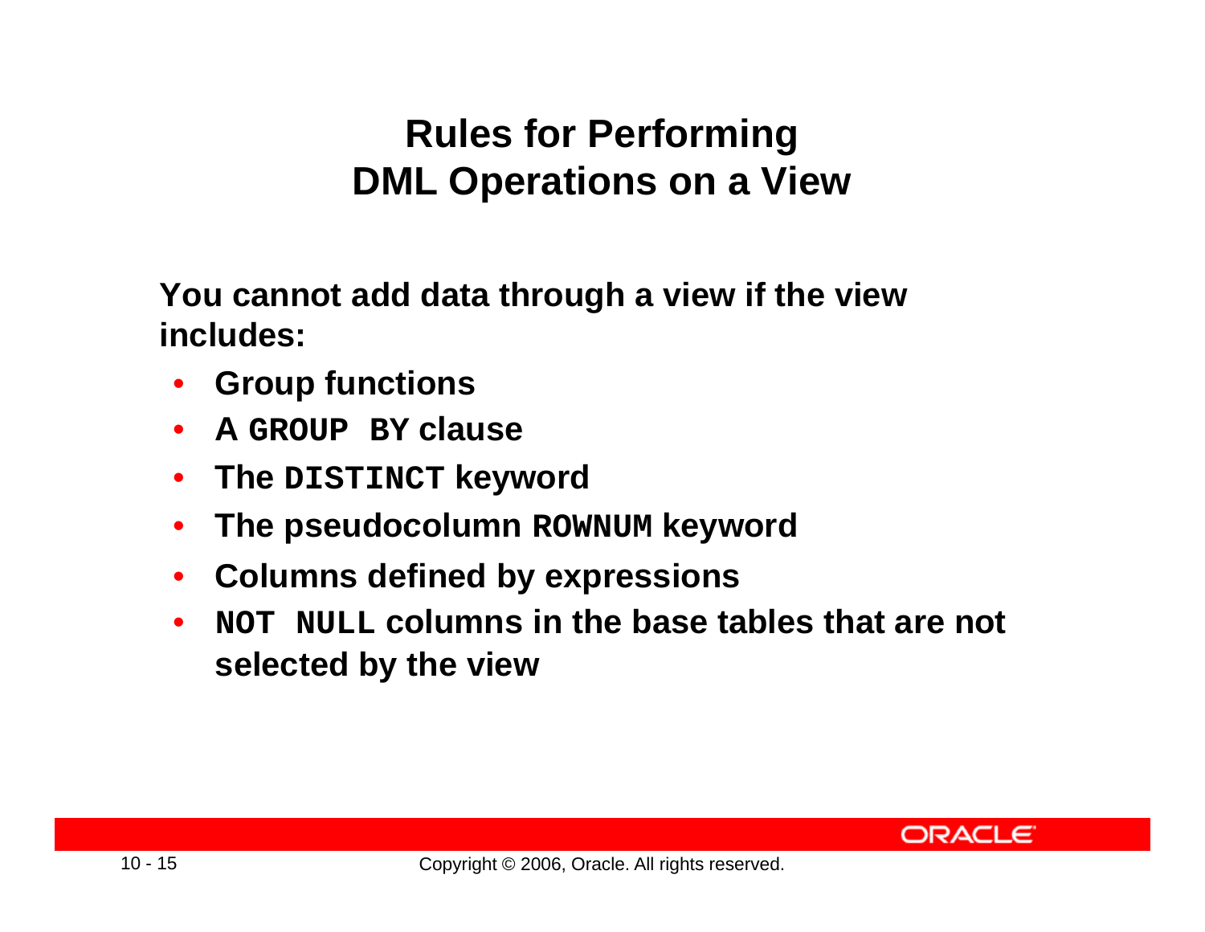# Rules for Performing DML Operations on a View

**You cannot add data through a view if the view includes:**

- **Group functions**
- **A `GROUP BY` clause**
- **The `DISTINCT` keyword**
- **The pseudocolumn `ROWNUM` keyword**
- **Columns defined by expressions**
- **`NOT NULL` columns in the base tables that are not selected by the view**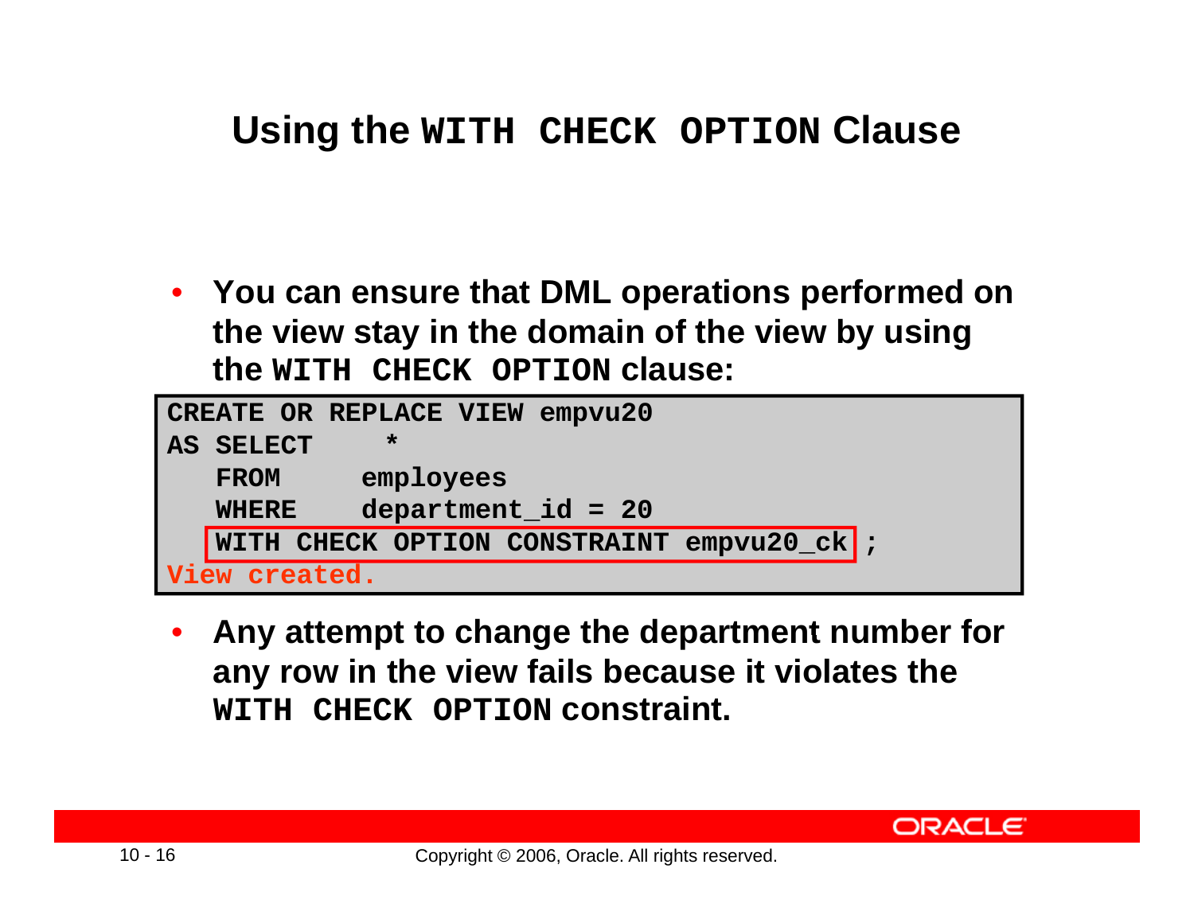# Using the `WITH CHECK OPTION` Clause

- You can ensure that DML operations performed on the view stay in the domain of the view by using the `WITH CHECK OPTION` clause:

```
CREATE OR REPLACE VIEW empvu20
AS SELECT    *
   FROM      employees
   WHERE     department_id = 20
   WITH CHECK OPTION CONSTRAINT empvu20_ck ;
View created.
```

- Any attempt to change the department number for any row in the view fails because it violates the `WITH CHECK OPTION` constraint.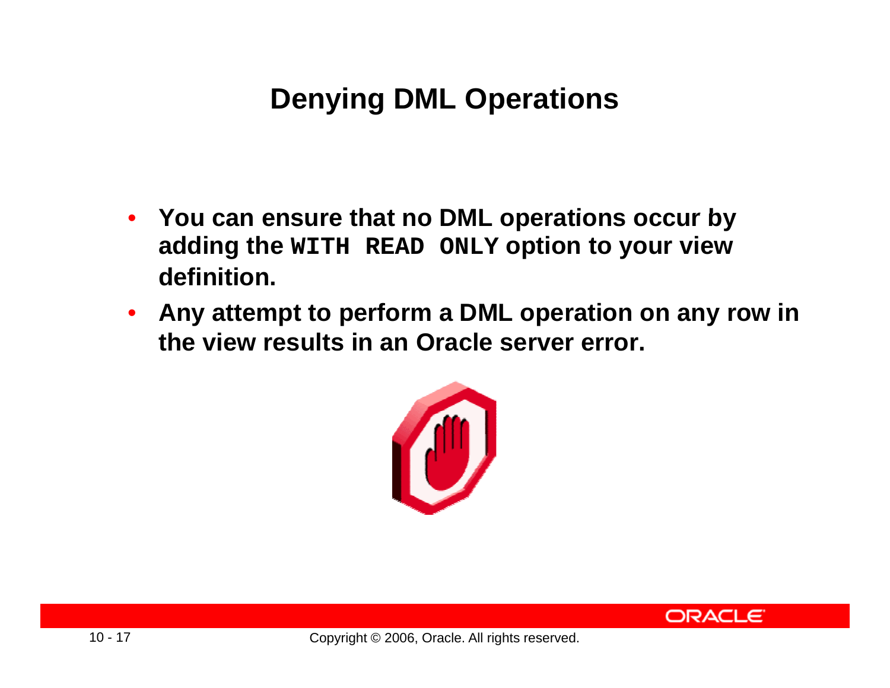# Denying DML Operations

- **You can ensure that no DML operations occur by adding the `WITH READ ONLY` option to your view definition.**
- **Any attempt to perform a DML operation on any row in the view results in an Oracle server error.**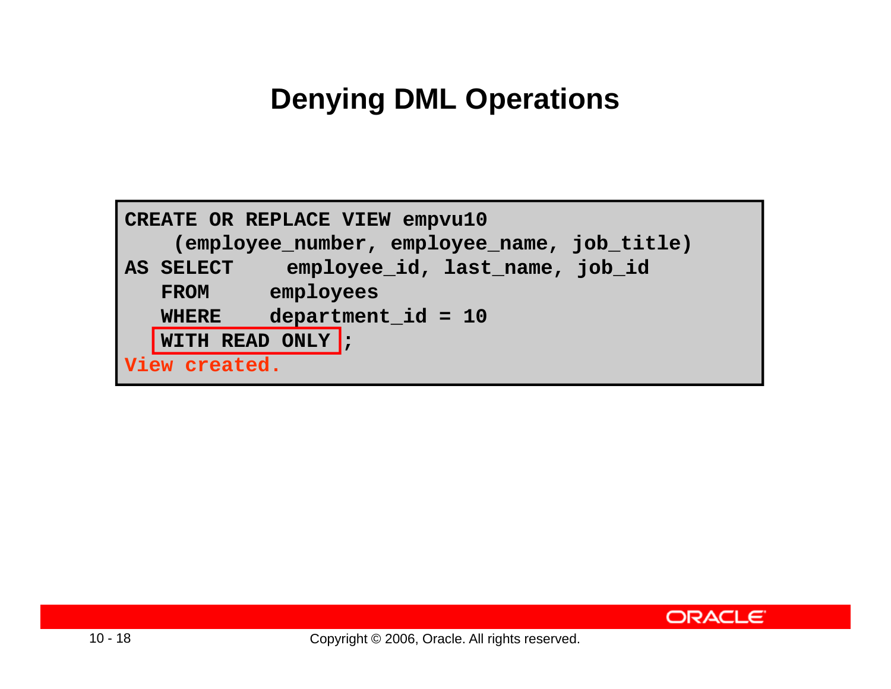# Denying DML Operations

```
CREATE OR REPLACE VIEW empvu10
    (employee_number, employee_name, job_title)
AS SELECT    employee_id, last_name, job_id
   FROM      employees
   WHERE     department_id = 10
   WITH READ ONLY ;
View created.
```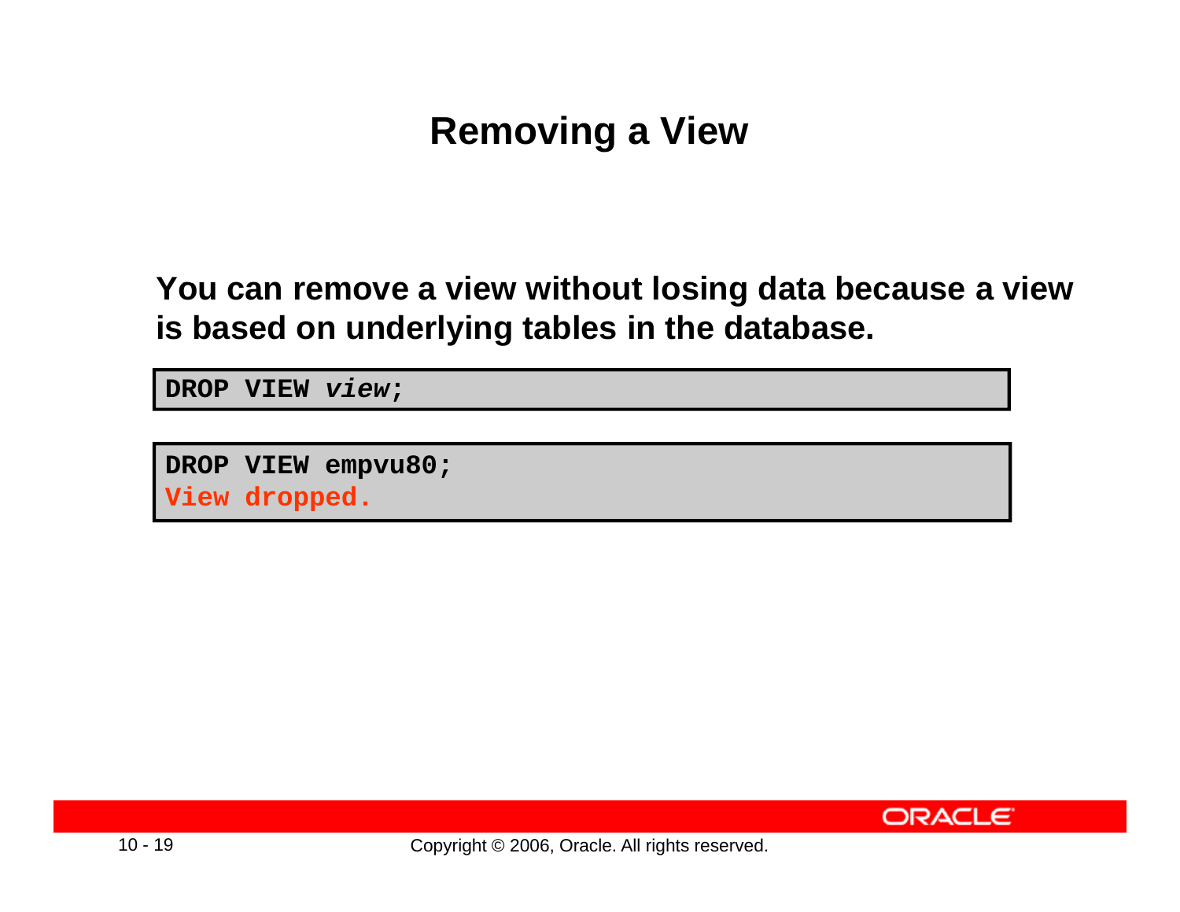# Removing a View

**You can remove a view without losing data because a view is based on underlying tables in the database.**

```
DROP VIEW view;
```

```
DROP VIEW empvu80;
View dropped.
```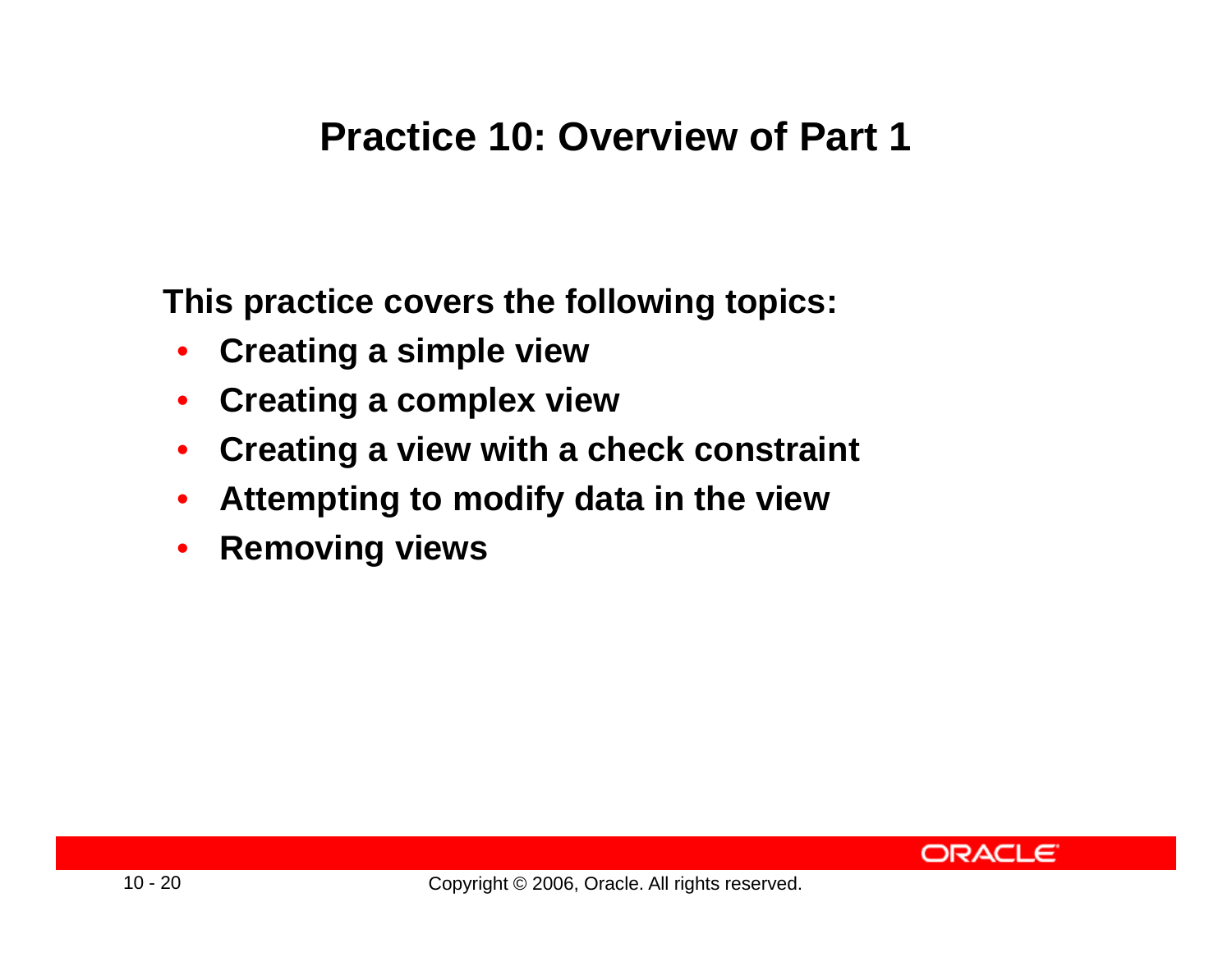# Practice 10: Overview of Part 1

**This practice covers the following topics:**

- **Creating a simple view**
- **Creating a complex view**
- **Creating a view with a check constraint**
- **Attempting to modify data in the view**
- **Removing views**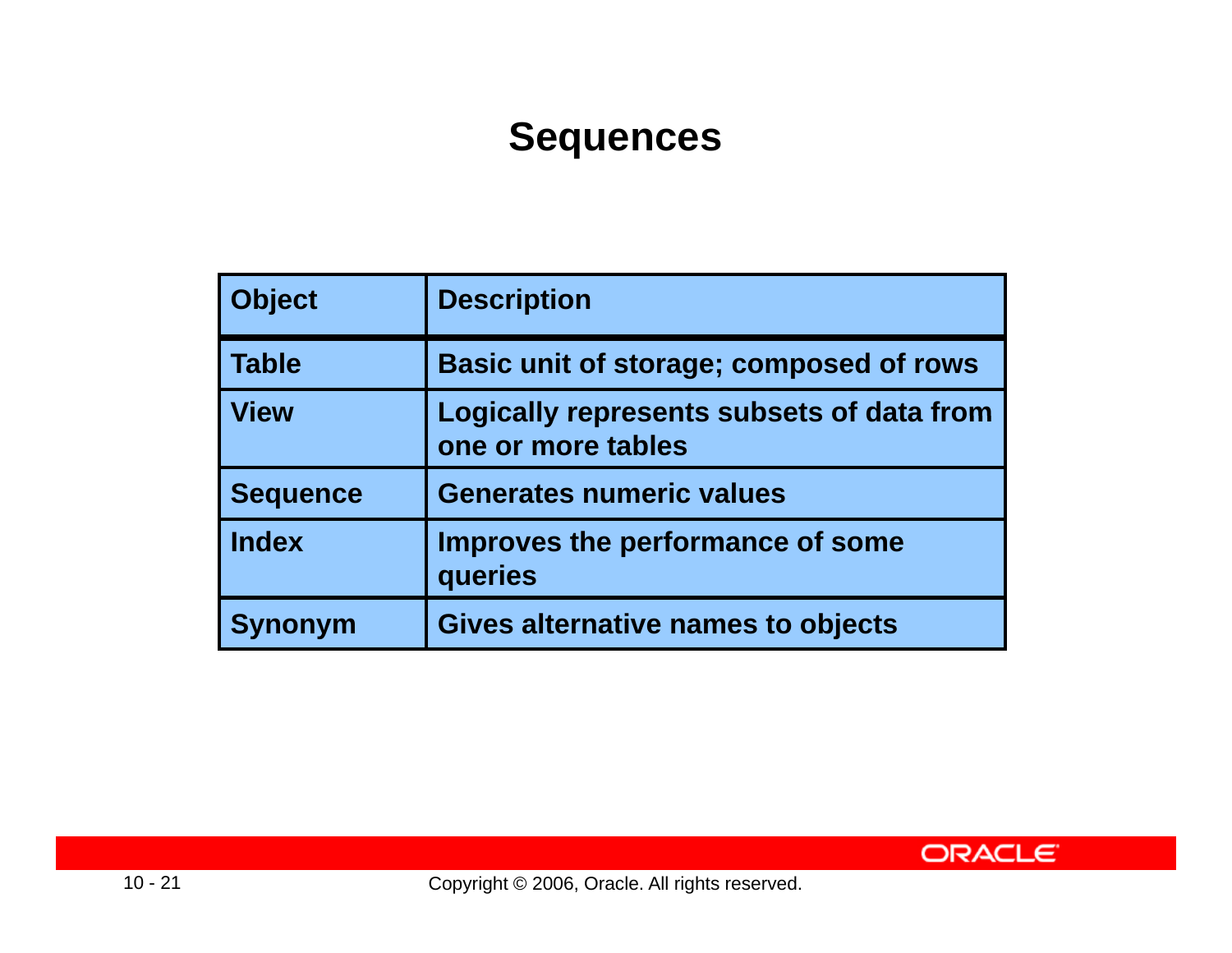# Sequences

| Object | Description |
| --- | --- |
| Table | Basic unit of storage; composed of rows |
| View | Logically represents subsets of data from one or more tables |
| Sequence | Generates numeric values |
| Index | Improves the performance of some queries |
| Synonym | Gives alternative names to objects |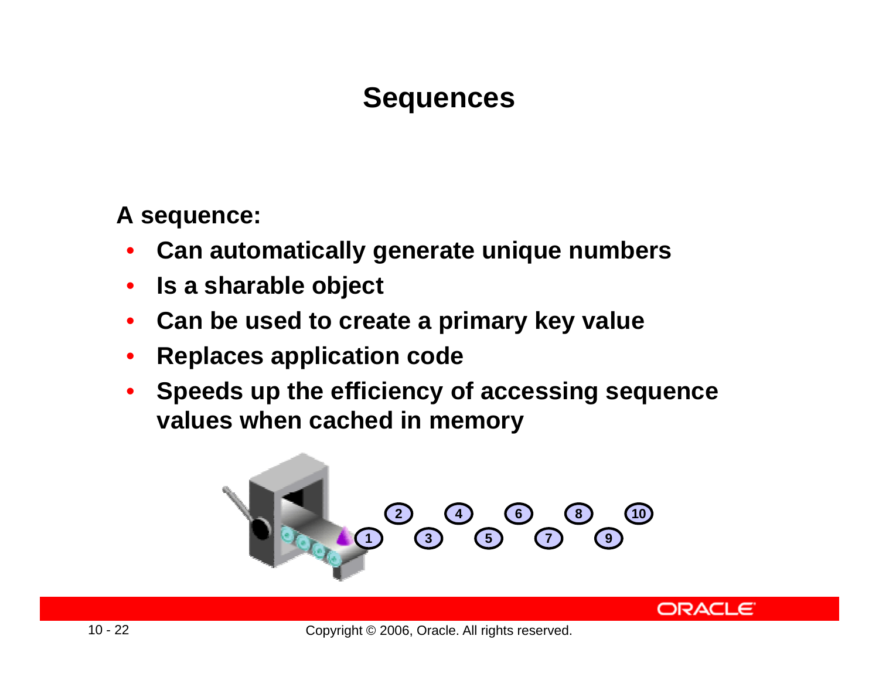# Sequences

**A sequence:**

- **Can automatically generate unique numbers**
- **Is a sharable object**
- **Can be used to create a primary key value**
- **Replaces application code**
- **Speeds up the efficiency of accessing sequence values when cached in memory**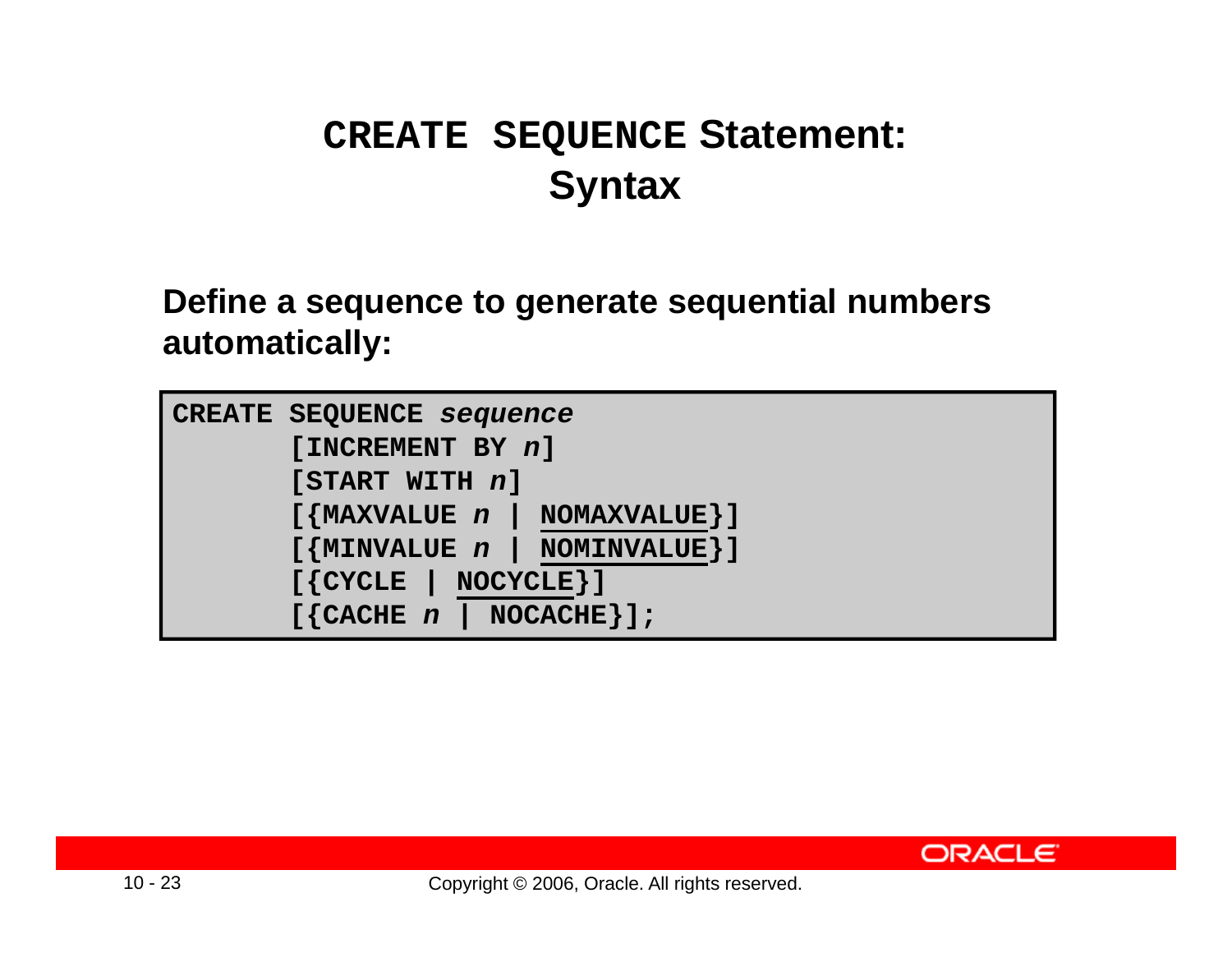# CREATE SEQUENCE Statement: Syntax

**Define a sequence to generate sequential numbers automatically:**

```
CREATE SEQUENCE sequence
       [INCREMENT BY n]
       [START WITH n]
       [{MAXVALUE n | NOMAXVALUE}]
       [{MINVALUE n | NOMINVALUE}]
       [{CYCLE | NOCYCLE}]
       [{CACHE n | NOCACHE}];
```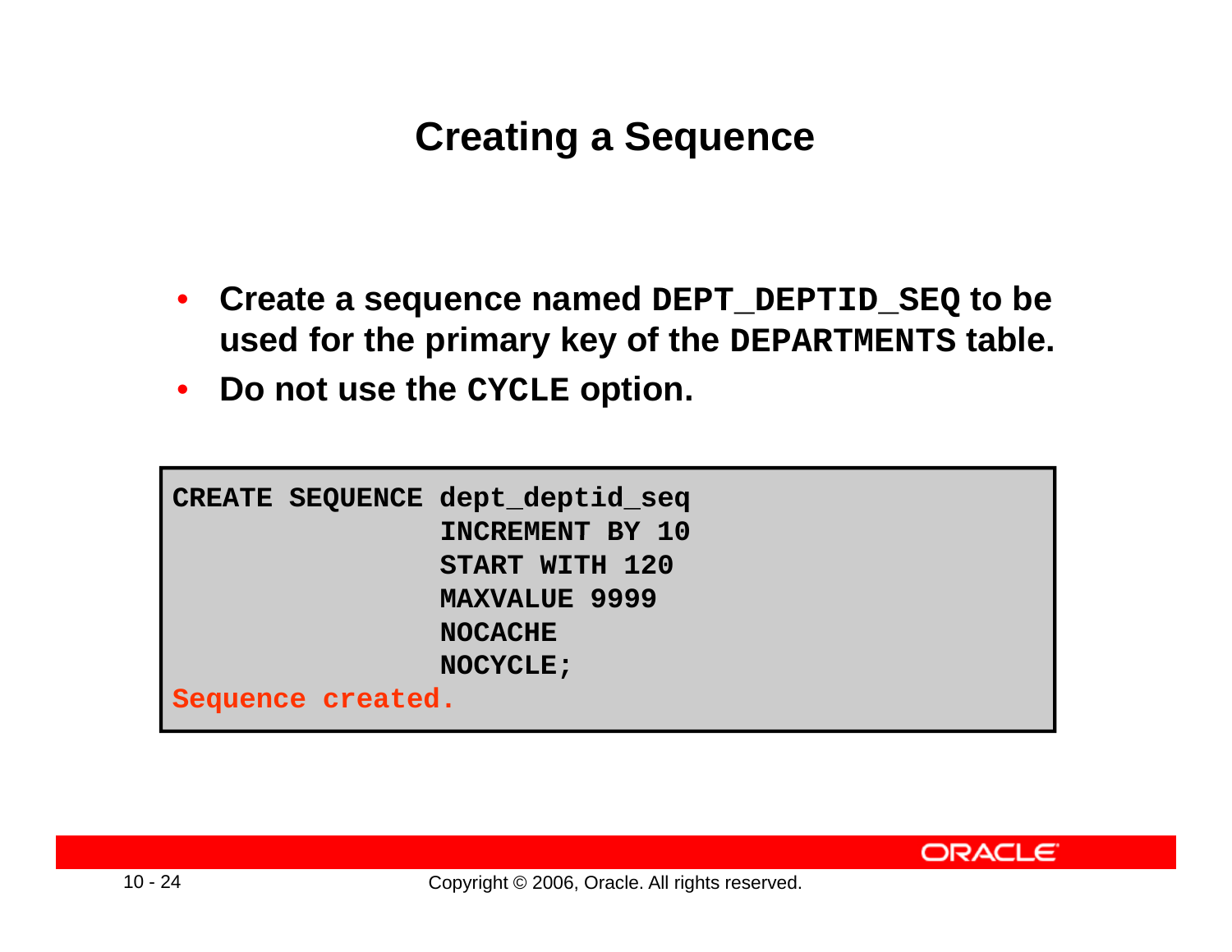# Creating a Sequence

- **Create a sequence named `DEPT_DEPTID_SEQ` to be used for the primary key of the `DEPARTMENTS` table.**
- **Do not use the `CYCLE` option.**

```
CREATE SEQUENCE dept_deptid_seq
                INCREMENT BY 10
                START WITH 120
                MAXVALUE 9999
                NOCACHE
                NOCYCLE;
Sequence created.
```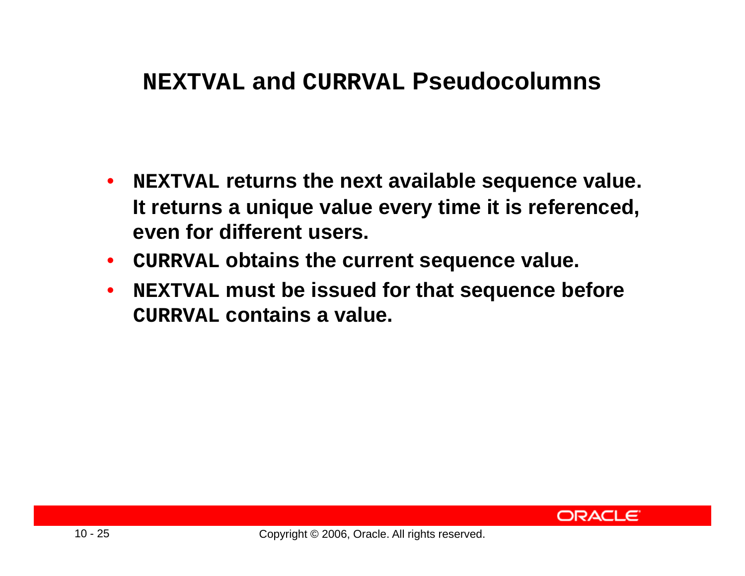# NEXTVAL and CURRVAL Pseudocolumns

- **`NEXTVAL` returns the next available sequence value. It returns a unique value every time it is referenced, even for different users.**
- **`CURRVAL` obtains the current sequence value.**
- **`NEXTVAL` must be issued for that sequence before `CURRVAL` contains a value.**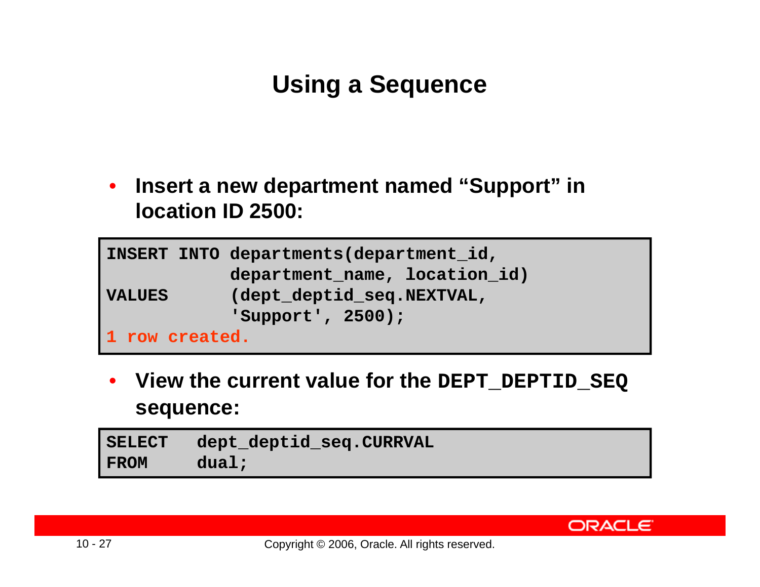# Using a Sequence

- **Insert a new department named "Support" in location ID 2500:**

```
INSERT INTO departments(department_id,
            department_name, location_id)
VALUES      (dept_deptid_seq.NEXTVAL,
            'Support', 2500);
1 row created.
```

- **View the current value for the `DEPT_DEPTID_SEQ` sequence:**

```
SELECT   dept_deptid_seq.CURRVAL
FROM     dual;
```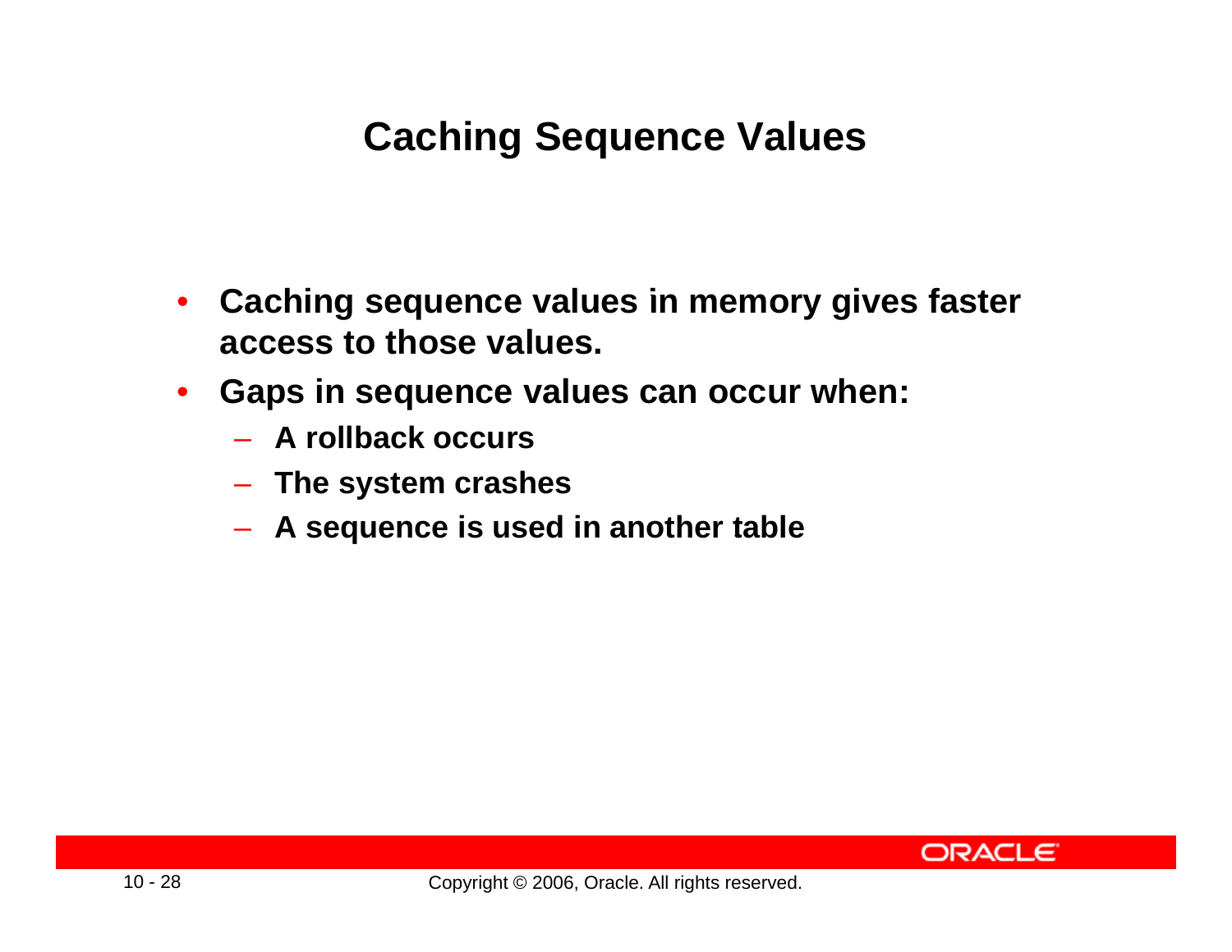# Caching Sequence Values

- Caching sequence values in memory gives faster access to those values.
- Gaps in sequence values can occur when:
  - A rollback occurs
  - The system crashes
  - A sequence is used in another table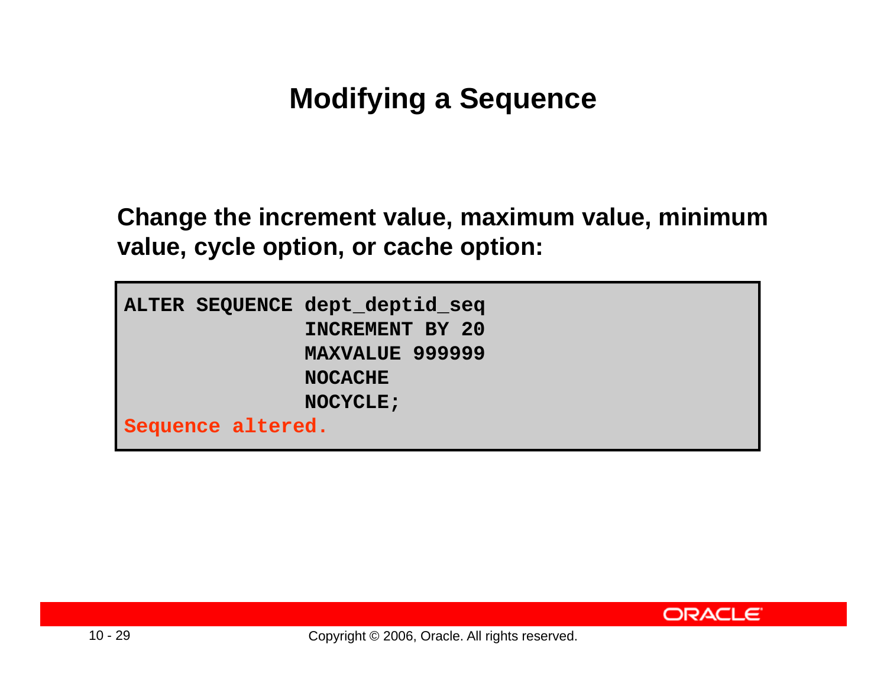# Modifying a Sequence

**Change the increment value, maximum value, minimum value, cycle option, or cache option:**

```
ALTER SEQUENCE dept_deptid_seq
               INCREMENT BY 20
               MAXVALUE 999999
               NOCACHE
               NOCYCLE;
Sequence altered.
```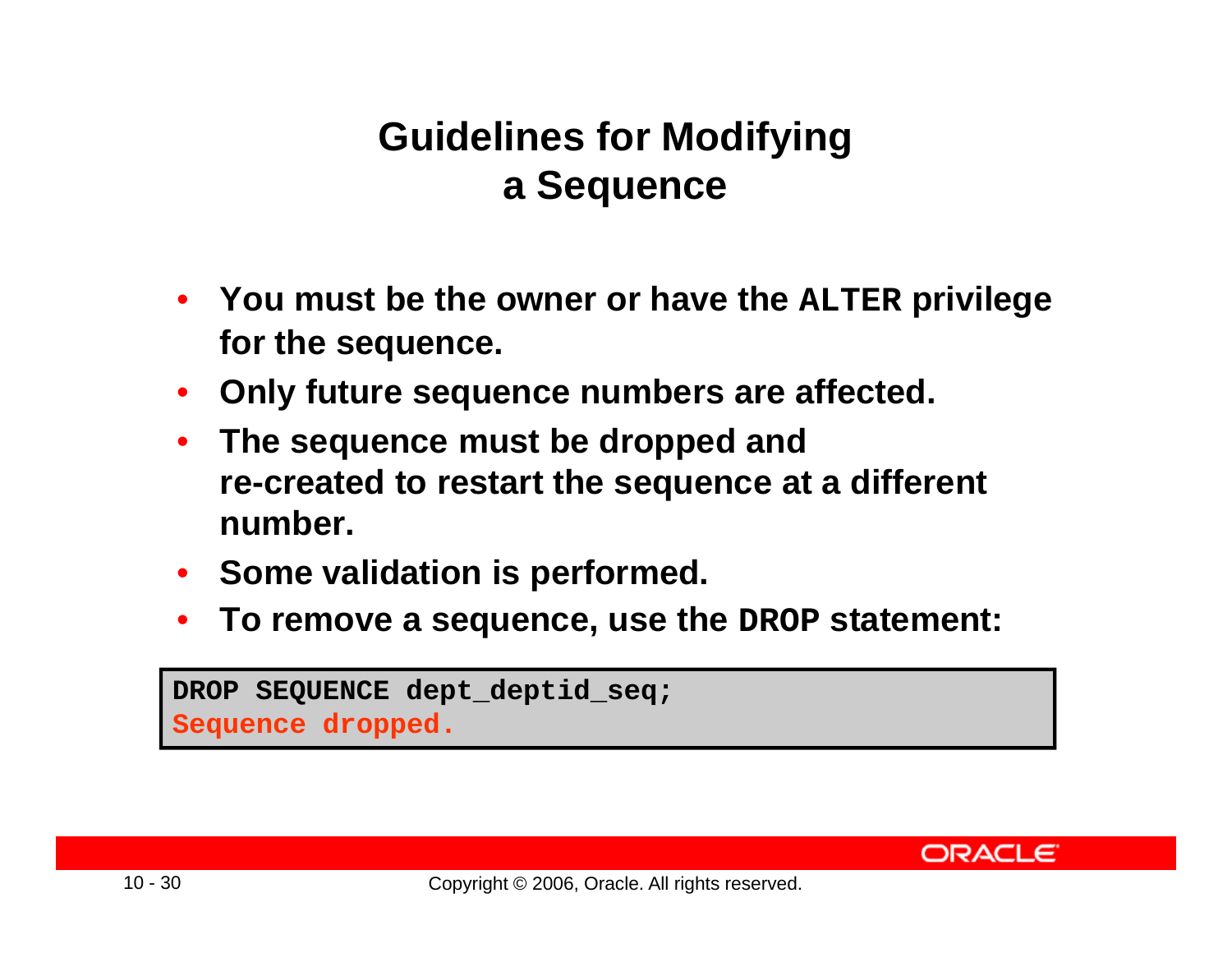# Guidelines for Modifying a Sequence

- You must be the owner or have the `ALTER` privilege for the sequence.
- Only future sequence numbers are affected.
- The sequence must be dropped and re-created to restart the sequence at a different number.
- Some validation is performed.
- To remove a sequence, use the `DROP` statement:

```
DROP SEQUENCE dept_deptid_seq;
Sequence dropped.
```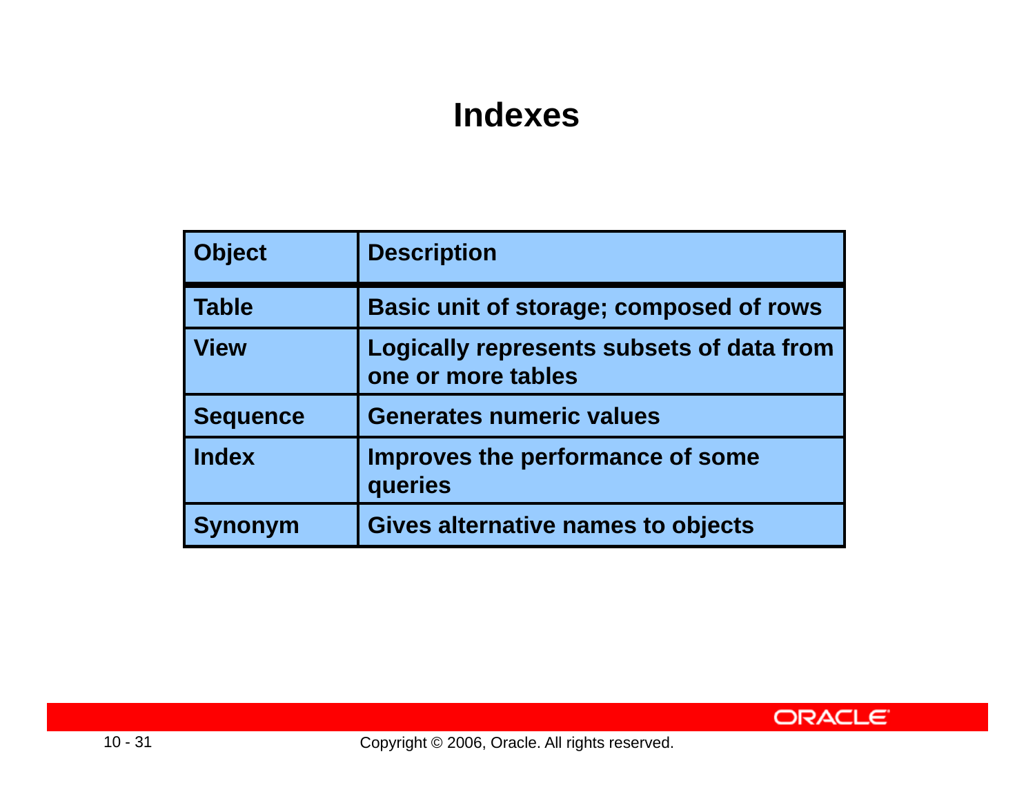# Indexes

| Object | Description |
|---|---|
| Table | Basic unit of storage; composed of rows |
| View | Logically represents subsets of data from one or more tables |
| Sequence | Generates numeric values |
| Index | Improves the performance of some queries |
| Synonym | Gives alternative names to objects |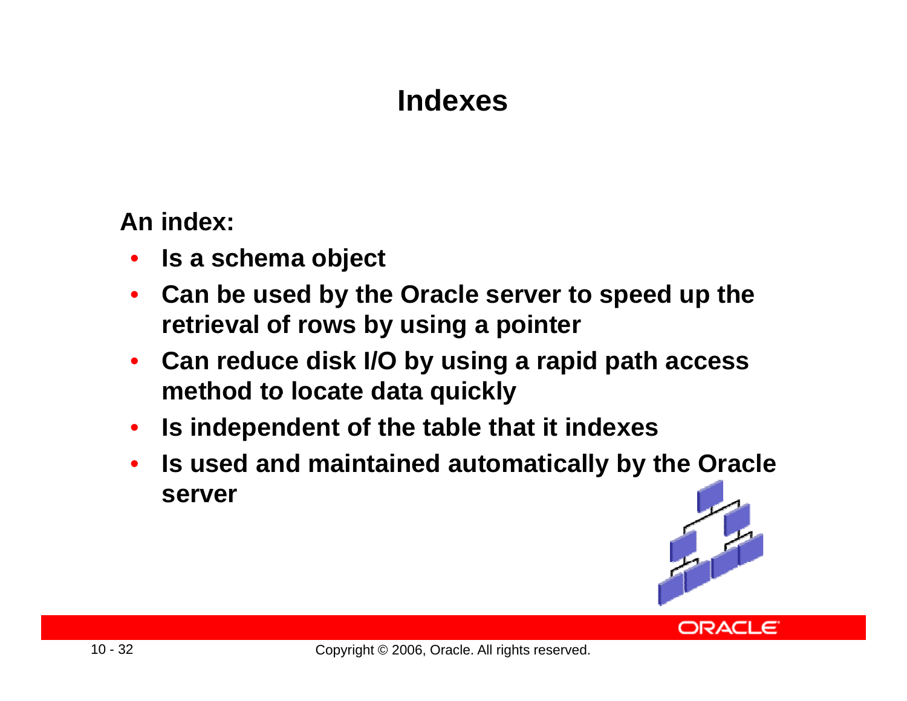# Indexes

An index:

- Is a schema object
- Can be used by the Oracle server to speed up the retrieval of rows by using a pointer
- Can reduce disk I/O by using a rapid path access method to locate data quickly
- Is independent of the table that it indexes
- Is used and maintained automatically by the Oracle server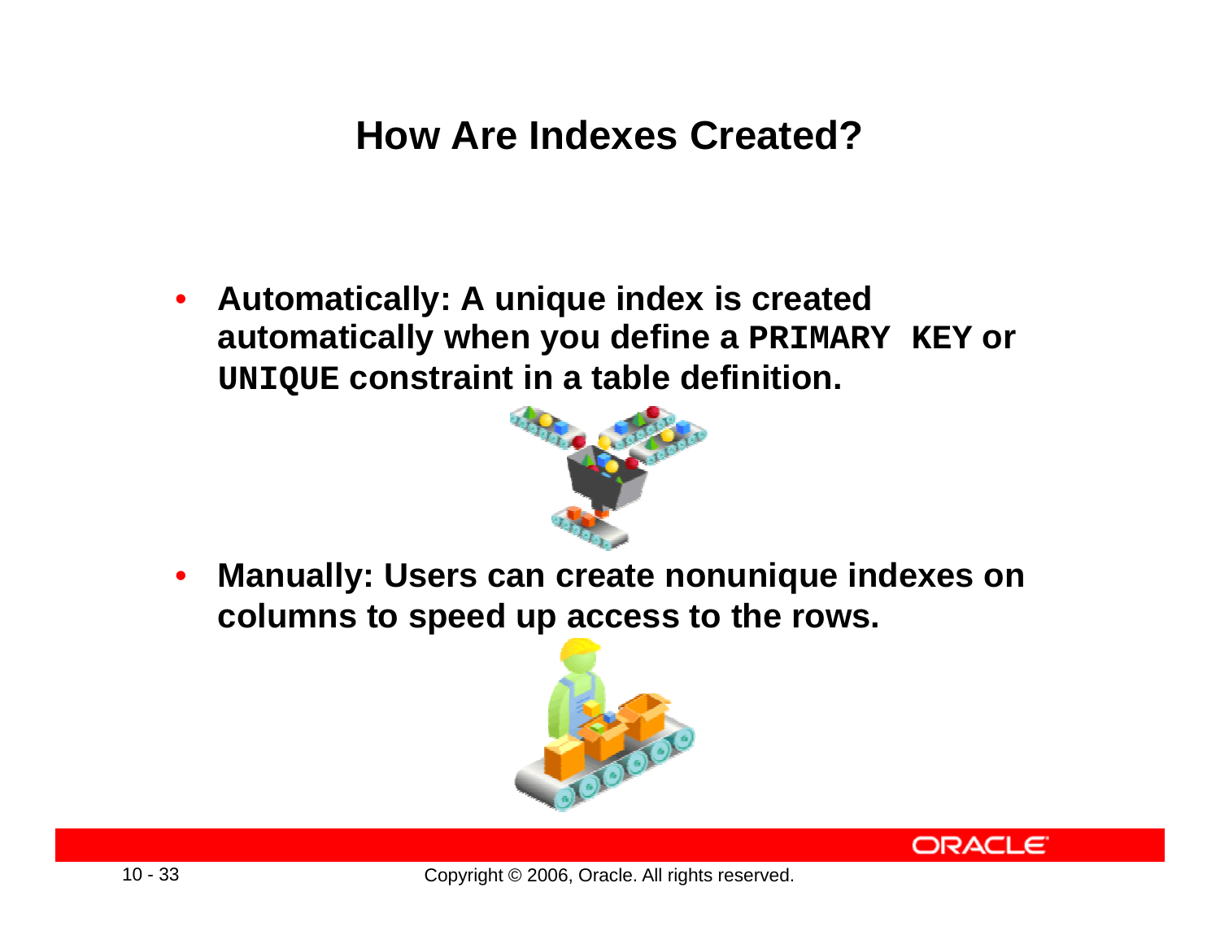# How Are Indexes Created?

- **Automatically: A unique index is created automatically when you define a `PRIMARY KEY` or `UNIQUE` constraint in a table definition.**
- **Manually: Users can create nonunique indexes on columns to speed up access to the rows.**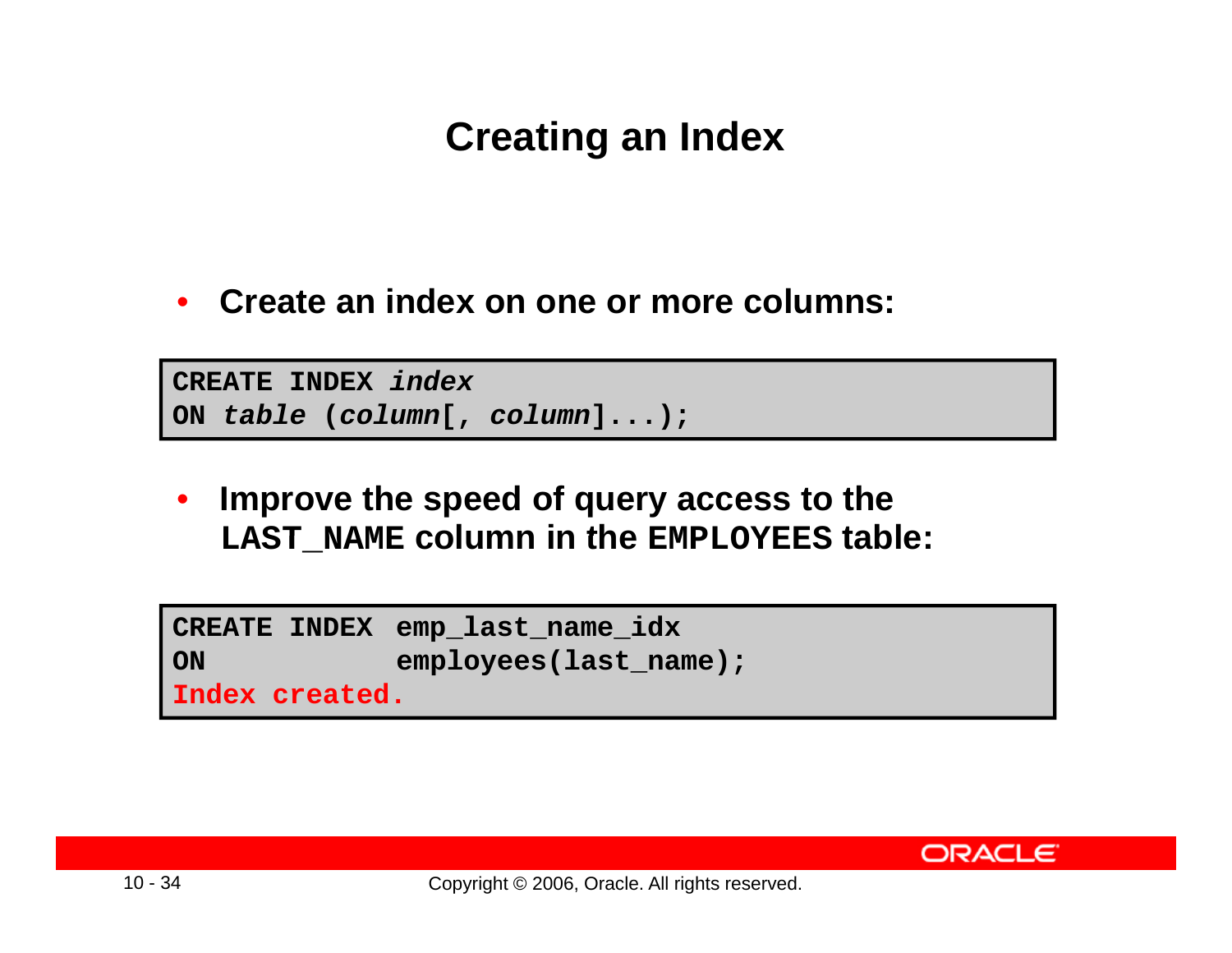# Creating an Index

- **Create an index on one or more columns:**

```
CREATE INDEX index
ON table (column[, column]...);
```

- **Improve the speed of query access to the `LAST_NAME` column in the `EMPLOYEES` table:**

```
CREATE INDEX  emp_last_name_idx
ON            employees(last_name);
Index created.
```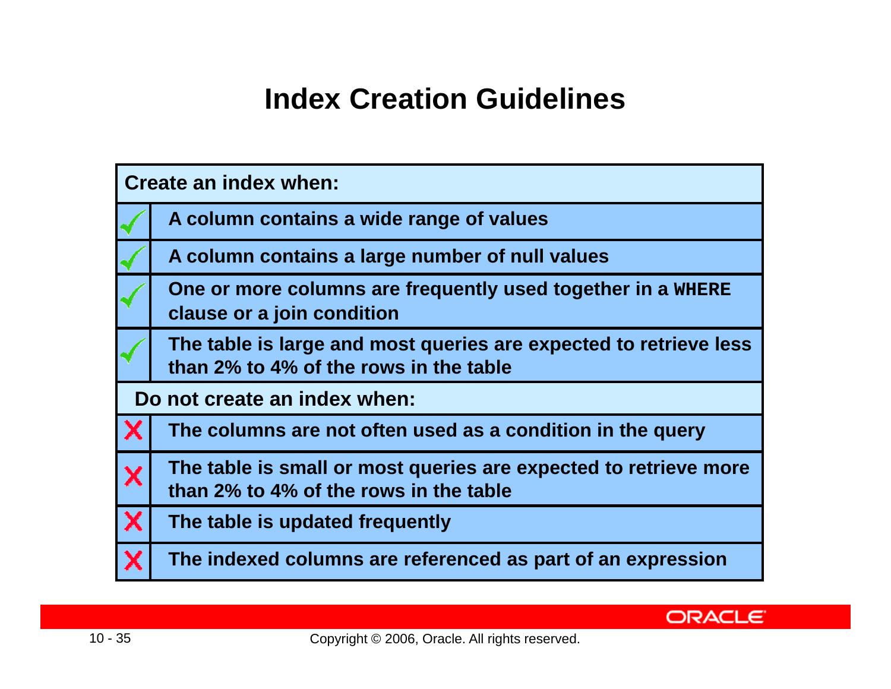# Index Creation Guidelines

| Create an index when: | |
|---|---|
| ✓ | A column contains a wide range of values |
| ✓ | A column contains a large number of null values |
| ✓ | One or more columns are frequently used together in a `WHERE` clause or a join condition |
| ✓ | The table is large and most queries are expected to retrieve less than 2% to 4% of the rows in the table |
| **Do not create an index when:** | |
| ✗ | The columns are not often used as a condition in the query |
| ✗ | The table is small or most queries are expected to retrieve more than 2% to 4% of the rows in the table |
| ✗ | The table is updated frequently |
| ✗ | The indexed columns are referenced as part of an expression |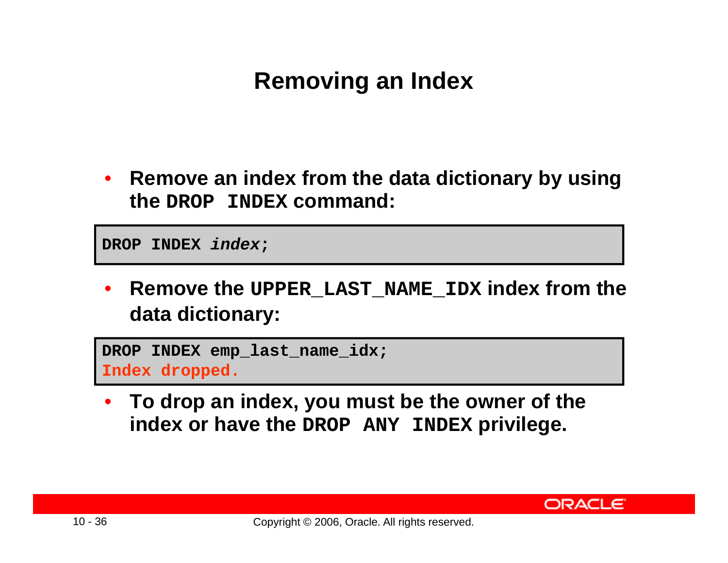# Removing an Index

- **Remove an index from the data dictionary by using the `DROP INDEX` command:**

```
DROP INDEX index;
```

- **Remove the `UPPER_LAST_NAME_IDX` index from the data dictionary:**

```
DROP INDEX emp_last_name_idx;
Index dropped.
```

- **To drop an index, you must be the owner of the index or have the `DROP ANY INDEX` privilege.**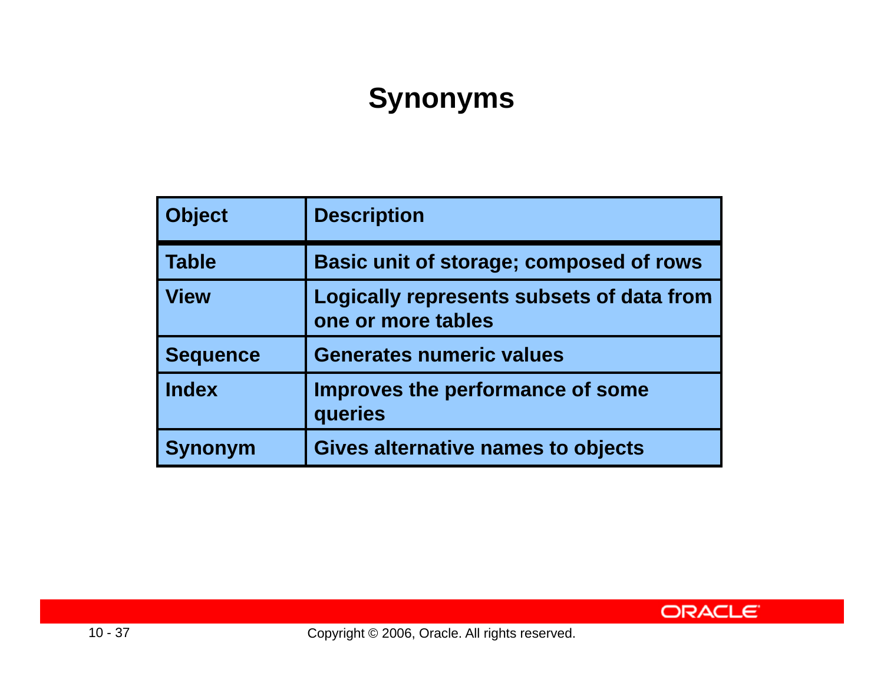# Synonyms

| Object | Description |
|---|---|
| Table | Basic unit of storage; composed of rows |
| View | Logically represents subsets of data from one or more tables |
| Sequence | Generates numeric values |
| Index | Improves the performance of some queries |
| Synonym | Gives alternative names to objects |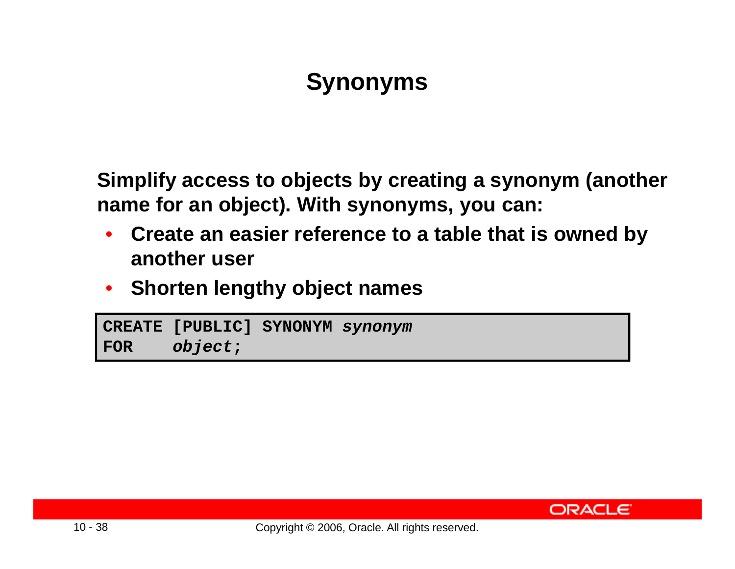# Synonyms

**Simplify access to objects by creating a synonym (another name for an object). With synonyms, you can:**

- **Create an easier reference to a table that is owned by another user**
- **Shorten lengthy object names**

```
CREATE [PUBLIC] SYNONYM synonym
FOR    object;
```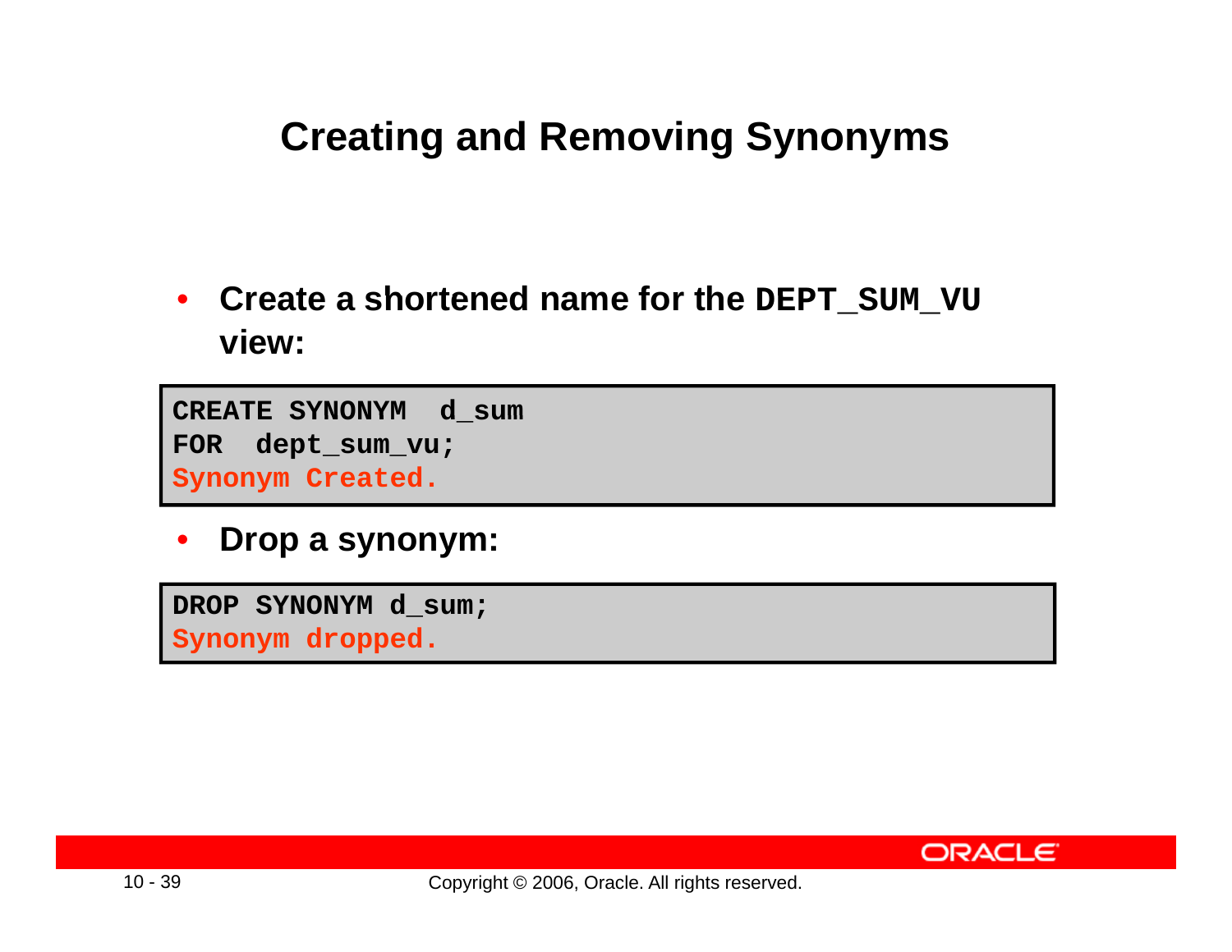# Creating and Removing Synonyms

- **Create a shortened name for the `DEPT_SUM_VU` view:**

```
CREATE SYNONYM  d_sum
FOR  dept_sum_vu;
Synonym Created.
```

- **Drop a synonym:**

```
DROP SYNONYM d_sum;
Synonym dropped.
```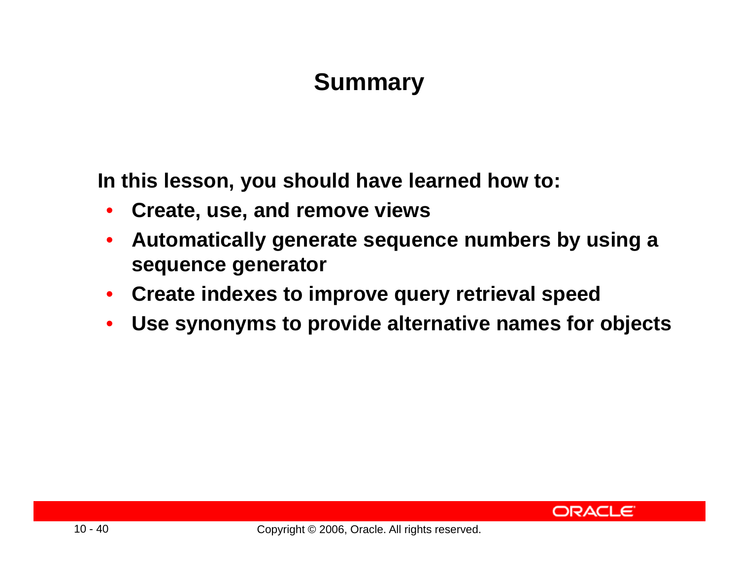# Summary

**In this lesson, you should have learned how to:**

- **Create, use, and remove views**
- **Automatically generate sequence numbers by using a sequence generator**
- **Create indexes to improve query retrieval speed**
- **Use synonyms to provide alternative names for objects**